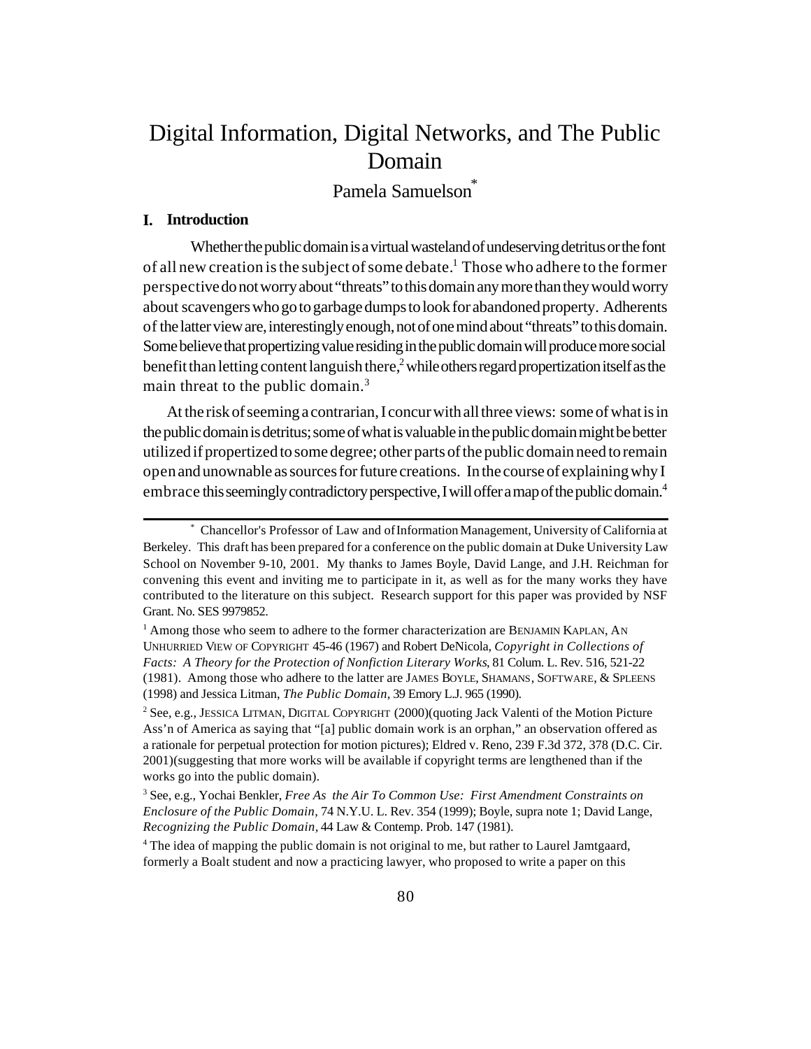# Digital Information, Digital Networks, and The Public Domain

Pamela Samuelson[*]

## I. Introduction

Whether the public domain is a virtual wasteland of undeserving detritus or the font of all new creation is the subject of some debate.[1] Those who adhere to the former perspective do not worry about "threats" to this domain any more than they would worry about scavengers who go to garbage dumps to look for abandoned property. Adherents of the latter view are, interestingly enough, not of one mind about "threats" to this domain. Some believe that propertizing value residing in the public domain will produce more social benefit than letting content languish there,[2] while others regard propertization itself as the main threat to the public domain.[3]

At the risk of seeming a contrarian, I concur with all three views: some of what is in the public domain is detritus; some of what is valuable in the public domain might be better utilized if propertized to some degree; other parts of the public domain need to remain open and unownable as sources for future creations. In the course of explaining why I embrace this seemingly contradictory perspective, I will offer a map of the public domain.[4]

---

[*] Chancellor's Professor of Law and of Information Management, University of California at Berkeley. This draft has been prepared for a conference on the public domain at Duke University Law School on November 9-10, 2001. My thanks to James Boyle, David Lange, and J.H. Reichman for convening this event and inviting me to participate in it, as well as for the many works they have contributed to the literature on this subject. Research support for this paper was provided by NSF Grant. No. SES 9979852.

[1] Among those who seem to adhere to the former characterization are BENJAMIN KAPLAN, AN UNHURRIED VIEW OF COPYRIGHT 45-46 (1967) and Robert DeNicola, *Copyright in Collections of Facts: A Theory for the Protection of Nonfiction Literary Works*, 81 Colum. L. Rev. 516, 521-22 (1981). Among those who adhere to the latter are JAMES BOYLE, SHAMANS, SOFTWARE, & SPLEENS (1998) and Jessica Litman, *The Public Domain*, 39 Emory L.J. 965 (1990).

[2] See, e.g., JESSICA LITMAN, DIGITAL COPYRIGHT (2000)(quoting Jack Valenti of the Motion Picture Ass'n of America as saying that "[a] public domain work is an orphan," an observation offered as a rationale for perpetual protection for motion pictures); Eldred v. Reno, 239 F.3d 372, 378 (D.C. Cir. 2001)(suggesting that more works will be available if copyright terms are lengthened than if the works go into the public domain).

[3] See, e.g., Yochai Benkler, *Free As the Air To Common Use: First Amendment Constraints on Enclosure of the Public Domain*, 74 N.Y.U. L. Rev. 354 (1999); Boyle, supra note 1; David Lange, *Recognizing the Public Domain*, 44 Law & Contemp. Prob. 147 (1981).

[4] The idea of mapping the public domain is not original to me, but rather to Laurel Jamtgaard, formerly a Boalt student and now a practicing lawyer, who proposed to write a paper on this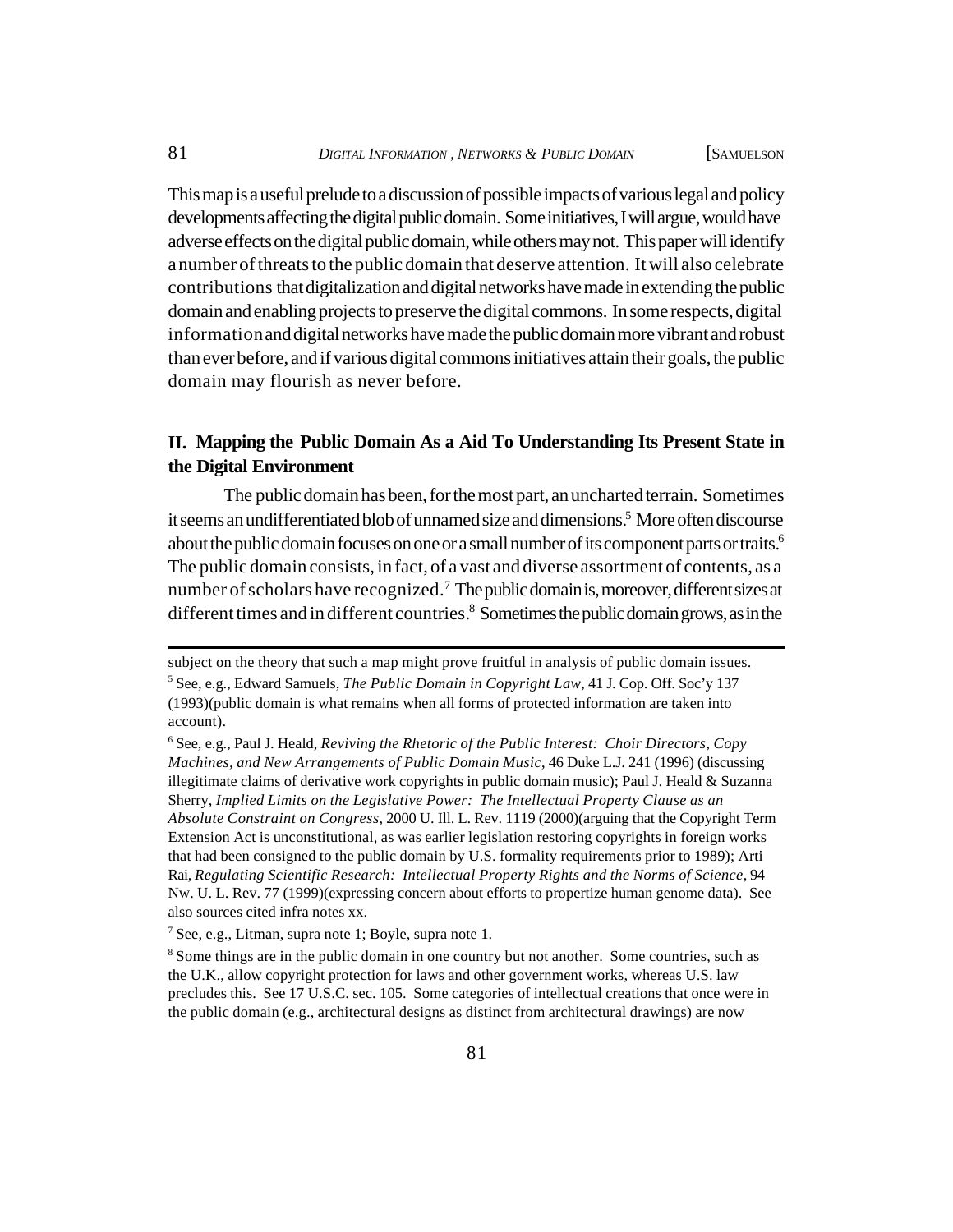This map is a useful prelude to a discussion of possible impacts of various legal and policy developments affecting the digital public domain. Some initiatives, I will argue, would have adverse effects on the digital public domain, while others may not. This paper will identify a number of threats to the public domain that deserve attention. It will also celebrate contributions that digitalization and digital networks have made in extending the public domain and enabling projects to preserve the digital commons. In some respects, digital information and digital networks have made the public domain more vibrant and robust than ever before, and if various digital commons initiatives attain their goals, the public domain may flourish as never before.

## II. Mapping the Public Domain As a Aid To Understanding Its Present State in the Digital Environment

The public domain has been, for the most part, an uncharted terrain. Sometimes it seems an undifferentiated blob of unnamed size and dimensions.[5] More often discourse about the public domain focuses on one or a small number of its component parts or traits.[6] The public domain consists, in fact, of a vast and diverse assortment of contents, as a number of scholars have recognized.[7] The public domain is, moreover, different sizes at different times and in different countries.[8] Sometimes the public domain grows, as in the

---

subject on the theory that such a map might prove fruitful in analysis of public domain issues.

[5] See, e.g., Edward Samuels, *The Public Domain in Copyright Law*, 41 J. Cop. Off. Soc'y 137 (1993)(public domain is what remains when all forms of protected information are taken into account).

[6] See, e.g., Paul J. Heald, *Reviving the Rhetoric of the Public Interest: Choir Directors, Copy Machines, and New Arrangements of Public Domain Music*, 46 Duke L.J. 241 (1996) (discussing illegitimate claims of derivative work copyrights in public domain music); Paul J. Heald & Suzanna Sherry, *Implied Limits on the Legislative Power: The Intellectual Property Clause as an Absolute Constraint on Congress*, 2000 U. Ill. L. Rev. 1119 (2000)(arguing that the Copyright Term Extension Act is unconstitutional, as was earlier legislation restoring copyrights in foreign works that had been consigned to the public domain by U.S. formality requirements prior to 1989); Arti Rai, *Regulating Scientific Research: Intellectual Property Rights and the Norms of Science*, 94 Nw. U. L. Rev. 77 (1999)(expressing concern about efforts to propertize human genome data). See also sources cited infra notes xx.

[7] See, e.g., Litman, supra note 1; Boyle, supra note 1.

[8] Some things are in the public domain in one country but not another. Some countries, such as the U.K., allow copyright protection for laws and other government works, whereas U.S. law precludes this. See 17 U.S.C. sec. 105. Some categories of intellectual creations that once were in the public domain (e.g., architectural designs as distinct from architectural drawings) are now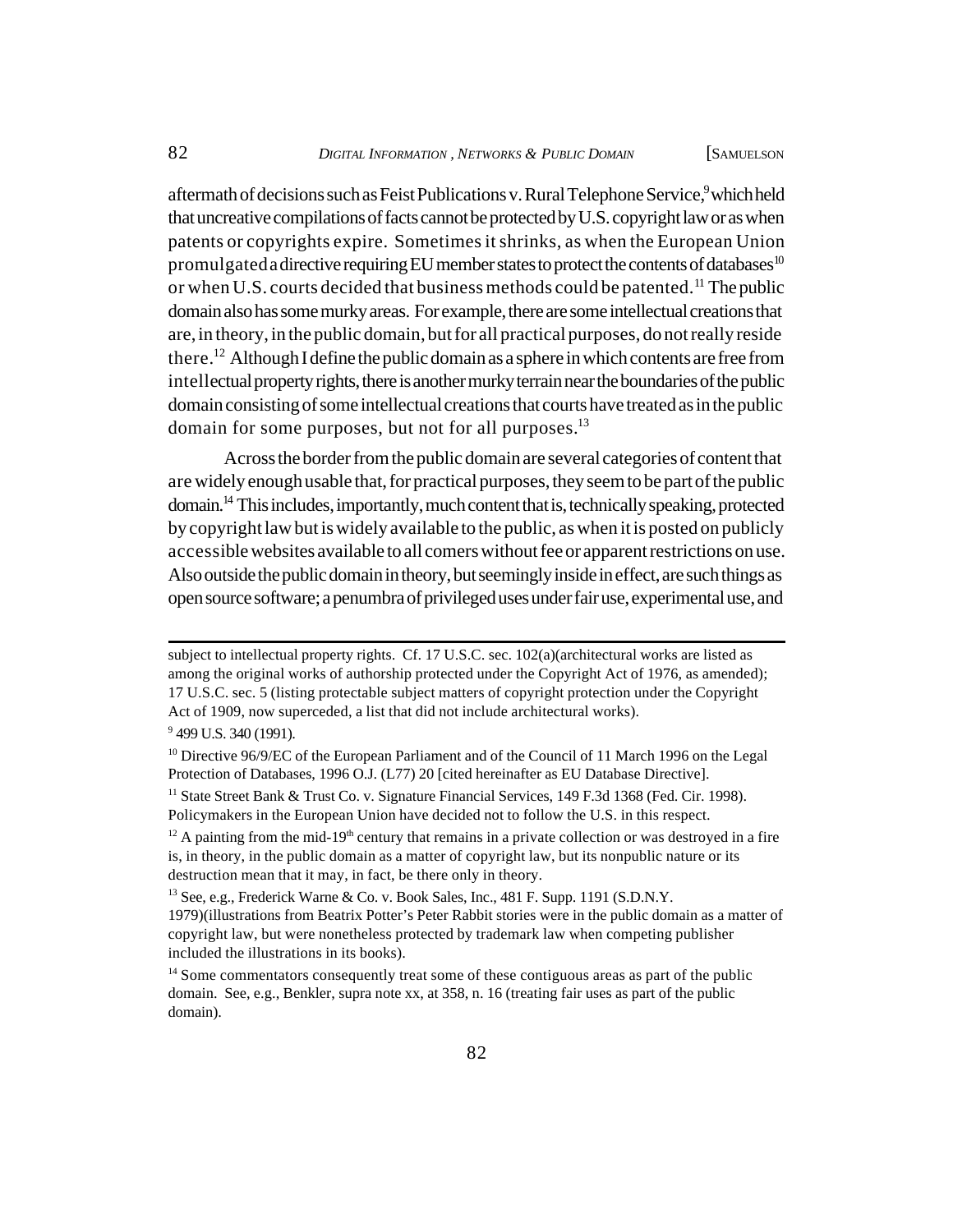aftermath of decisions such as Feist Publications v. Rural Telephone Service,[9] which held that uncreative compilations of facts cannot be protected by U.S. copyright law or as when patents or copyrights expire. Sometimes it shrinks, as when the European Union promulgated a directive requiring EU member states to protect the contents of databases[10] or when U.S. courts decided that business methods could be patented.[11] The public domain also has some murky areas. For example, there are some intellectual creations that are, in theory, in the public domain, but for all practical purposes, do not really reside there.[12] Although I define the public domain as a sphere in which contents are free from intellectual property rights, there is another murky terrain near the boundaries of the public domain consisting of some intellectual creations that courts have treated as in the public domain for some purposes, but not for all purposes.[13]

Across the border from the public domain are several categories of content that are widely enough usable that, for practical purposes, they seem to be part of the public domain.[14] This includes, importantly, much content that is, technically speaking, protected by copyright law but is widely available to the public, as when it is posted on publicly accessible websites available to all comers without fee or apparent restrictions on use. Also outside the public domain in theory, but seemingly inside in effect, are such things as open source software; a penumbra of privileged uses under fair use, experimental use, and

---

subject to intellectual property rights. Cf. 17 U.S.C. sec. 102(a)(architectural works are listed as among the original works of authorship protected under the Copyright Act of 1976, as amended); 17 U.S.C. sec. 5 (listing protectable subject matters of copyright protection under the Copyright Act of 1909, now superceded, a list that did not include architectural works).

[9] 499 U.S. 340 (1991).

[10] Directive 96/9/EC of the European Parliament and of the Council of 11 March 1996 on the Legal Protection of Databases, 1996 O.J. (L77) 20 [cited hereinafter as EU Database Directive].

[11] State Street Bank & Trust Co. v. Signature Financial Services, 149 F.3d 1368 (Fed. Cir. 1998). Policymakers in the European Union have decided not to follow the U.S. in this respect.

[12] A painting from the mid-19th century that remains in a private collection or was destroyed in a fire is, in theory, in the public domain as a matter of copyright law, but its nonpublic nature or its destruction mean that it may, in fact, be there only in theory.

[13] See, e.g., Frederick Warne & Co. v. Book Sales, Inc., 481 F. Supp. 1191 (S.D.N.Y. 1979)(illustrations from Beatrix Potter's Peter Rabbit stories were in the public domain as a matter of copyright law, but were nonetheless protected by trademark law when competing publisher included the illustrations in its books).

[14] Some commentators consequently treat some of these contiguous areas as part of the public domain. See, e.g., Benkler, supra note xx, at 358, n. 16 (treating fair uses as part of the public domain).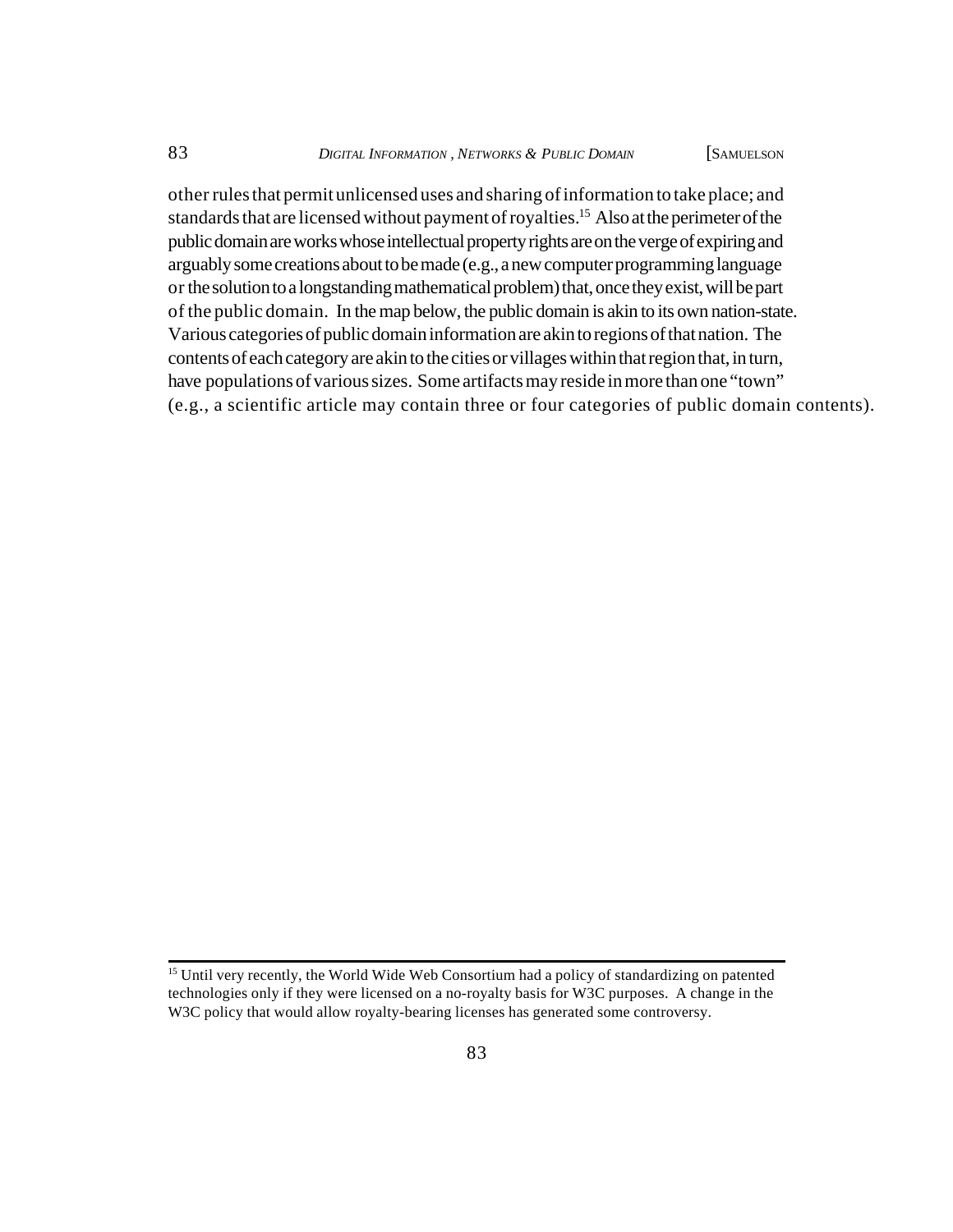other rules that permit unlicensed uses and sharing of information to take place; and standards that are licensed without payment of royalties.[15] Also at the perimeter of the public domain are works whose intellectual property rights are on the verge of expiring and arguably some creations about to be made (e.g., a new computer programming language or the solution to a longstanding mathematical problem) that, once they exist, will be part of the public domain. In the map below, the public domain is akin to its own nation-state. Various categories of public domain information are akin to regions of that nation. The contents of each category are akin to the cities or villages within that region that, in turn, have populations of various sizes. Some artifacts may reside in more than one "town" (e.g., a scientific article may contain three or four categories of public domain contents).

---

[15] Until very recently, the World Wide Web Consortium had a policy of standardizing on patented technologies only if they were licensed on a no-royalty basis for W3C purposes. A change in the W3C policy that would allow royalty-bearing licenses has generated some controversy.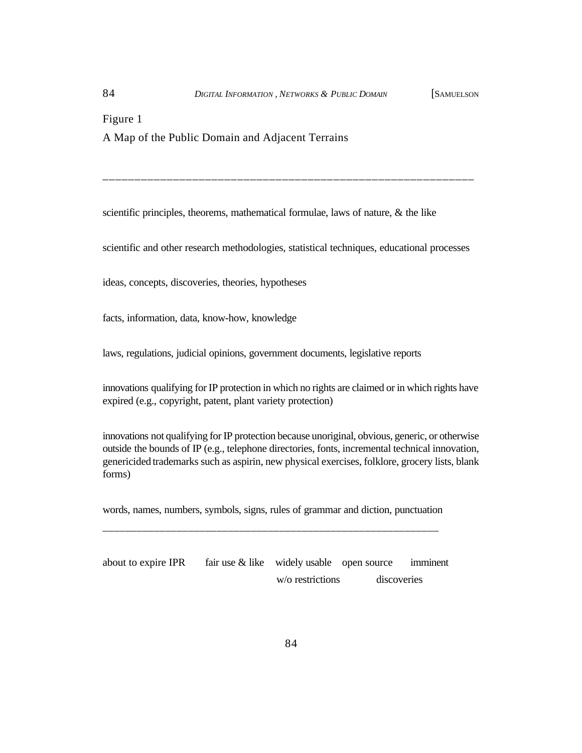Figure 1

A Map of the Public Domain and Adjacent Terrains

---

scientific principles, theorems, mathematical formulae, laws of nature, & the like

scientific and other research methodologies, statistical techniques, educational processes

ideas, concepts, discoveries, theories, hypotheses

facts, information, data, know-how, knowledge

laws, regulations, judicial opinions, government documents, legislative reports

innovations qualifying for IP protection in which no rights are claimed or in which rights have expired (e.g., copyright, patent, plant variety protection)

innovations not qualifying for IP protection because unoriginal, obvious, generic, or otherwise outside the bounds of IP (e.g., telephone directories, fonts, incremental technical innovation, genericided trademarks such as aspirin, new physical exercises, folklore, grocery lists, blank forms)

words, names, numbers, symbols, signs, rules of grammar and diction, punctuation

---

about to expire IPR    fair use & like    widely usable w/o restrictions    open source    imminent discoveries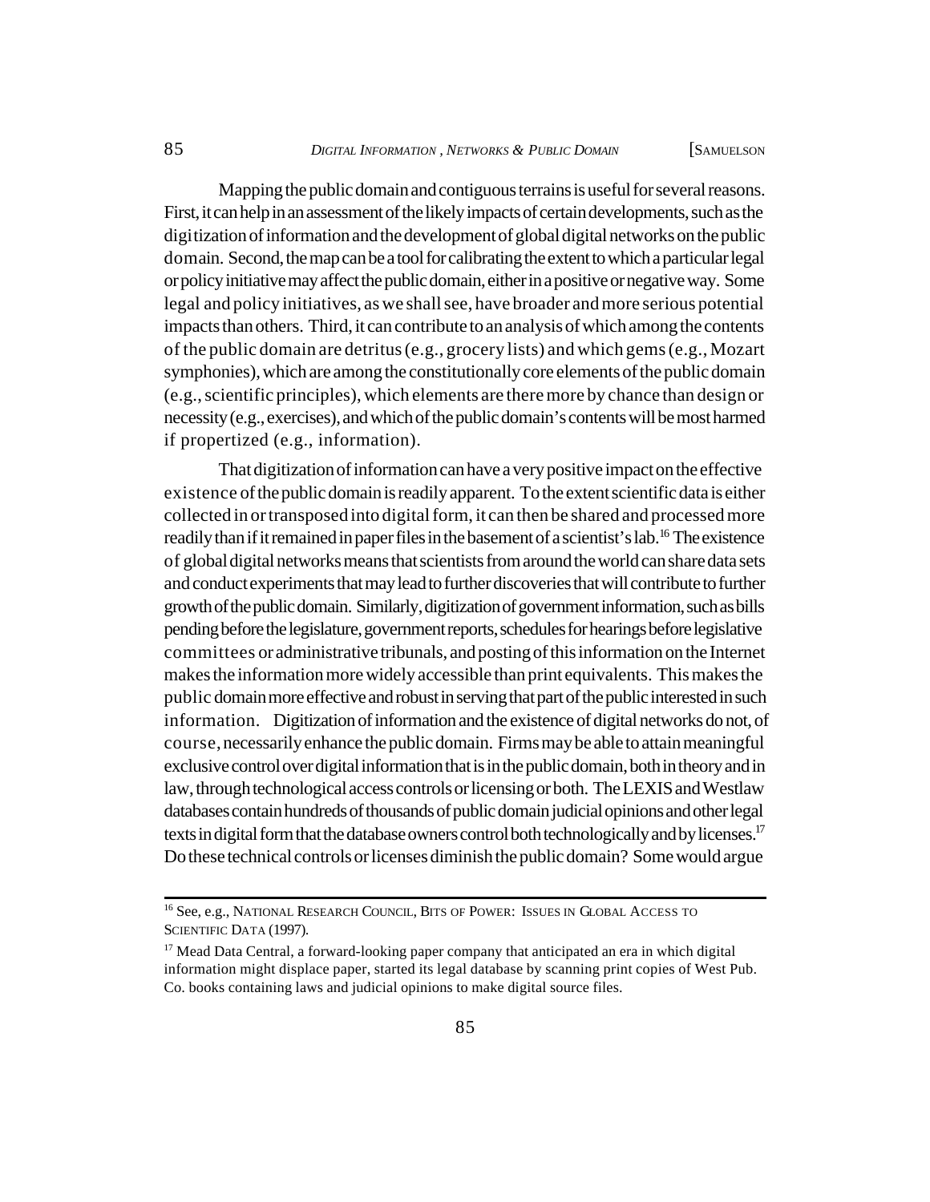Mapping the public domain and contiguous terrains is useful for several reasons. First, it can help in an assessment of the likely impacts of certain developments, such as the digitization of information and the development of global digital networks on the public domain. Second, the map can be a tool for calibrating the extent to which a particular legal or policy initiative may affect the public domain, either in a positive or negative way. Some legal and policy initiatives, as we shall see, have broader and more serious potential impacts than others. Third, it can contribute to an analysis of which among the contents of the public domain are detritus (e.g., grocery lists) and which gems (e.g., Mozart symphonies), which are among the constitutionally core elements of the public domain (e.g., scientific principles), which elements are there more by chance than design or necessity (e.g., exercises), and which of the public domain's contents will be most harmed if propertized (e.g., information).

That digitization of information can have a very positive impact on the effective existence of the public domain is readily apparent. To the extent scientific data is either collected in or transposed into digital form, it can then be shared and processed more readily than if it remained in paper files in the basement of a scientist's lab.[16] The existence of global digital networks means that scientists from around the world can share data sets and conduct experiments that may lead to further discoveries that will contribute to further growth of the public domain. Similarly, digitization of government information, such as bills pending before the legislature, government reports, schedules for hearings before legislative committees or administrative tribunals, and posting of this information on the Internet makes the information more widely accessible than print equivalents. This makes the public domain more effective and robust in serving that part of the public interested in such information. Digitization of information and the existence of digital networks do not, of course, necessarily enhance the public domain. Firms may be able to attain meaningful exclusive control over digital information that is in the public domain, both in theory and in law, through technological access controls or licensing or both. The LEXIS and Westlaw databases contain hundreds of thousands of public domain judicial opinions and other legal texts in digital form that the database owners control both technologically and by licenses.[17] Do these technical controls or licenses diminish the public domain? Some would argue

---

[16] See, e.g., NATIONAL RESEARCH COUNCIL, BITS OF POWER: ISSUES IN GLOBAL ACCESS TO SCIENTIFIC DATA (1997).

[17] Mead Data Central, a forward-looking paper company that anticipated an era in which digital information might displace paper, started its legal database by scanning print copies of West Pub. Co. books containing laws and judicial opinions to make digital source files.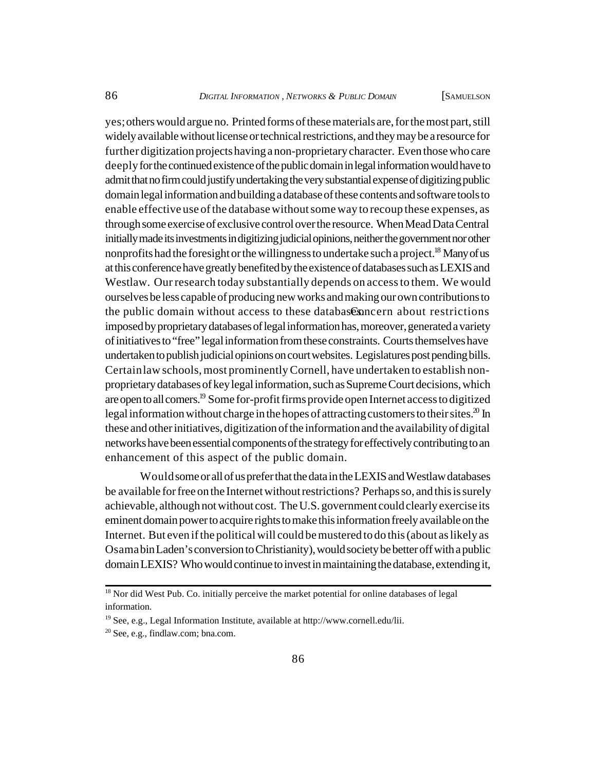yes; others would argue no. Printed forms of these materials are, for the most part, still widely available without license or technical restrictions, and they may be a resource for further digitization projects having a non-proprietary character. Even those who care deeply for the continued existence of the public domain in legal information would have to admit that no firm could justify undertaking the very substantial expense of digitizing public domain legal information and building a database of these contents and software tools to enable effective use of the database without some way to recoup these expenses, as through some exercise of exclusive control over the resource. When Mead Data Central initially made its investments in digitizing judicial opinions, neither the government nor other nonprofits had the foresight or the willingness to undertake such a project.[18] Many of us at this conference have greatly benefited by the existence of databases such as LEXIS and Westlaw. Our research today substantially depends on access to them. We would ourselves be less capable of producing new works and making our own contributions to the public domain without access to these databases. Concern about restrictions imposed by proprietary databases of legal information has, moreover, generated a variety of initiatives to "free" legal information from these constraints. Courts themselves have undertaken to publish judicial opinions on court websites. Legislatures post pending bills. Certain law schools, most prominently Cornell, have undertaken to establish non-proprietary databases of key legal information, such as Supreme Court decisions, which are open to all comers.[19] Some for-profit firms provide open Internet access to digitized legal information without charge in the hopes of attracting customers to their sites.[20] In these and other initiatives, digitization of the information and the availability of digital networks have been essential components of the strategy for effectively contributing to an enhancement of this aspect of the public domain.

Would some or all of us prefer that the data in the LEXIS and Westlaw databases be available for free on the Internet without restrictions? Perhaps so, and this is surely achievable, although not without cost. The U.S. government could clearly exercise its eminent domain power to acquire rights to make this information freely available on the Internet. But even if the political will could be mustered to do this (about as likely as Osama bin Laden's conversion to Christianity), would society be better off with a public domain LEXIS? Who would continue to invest in maintaining the database, extending it,

---

[18] Nor did West Pub. Co. initially perceive the market potential for online databases of legal information.

[19] See, e.g., Legal Information Institute, available at http://www.cornell.edu/lii.

[20] See, e.g., findlaw.com; bna.com.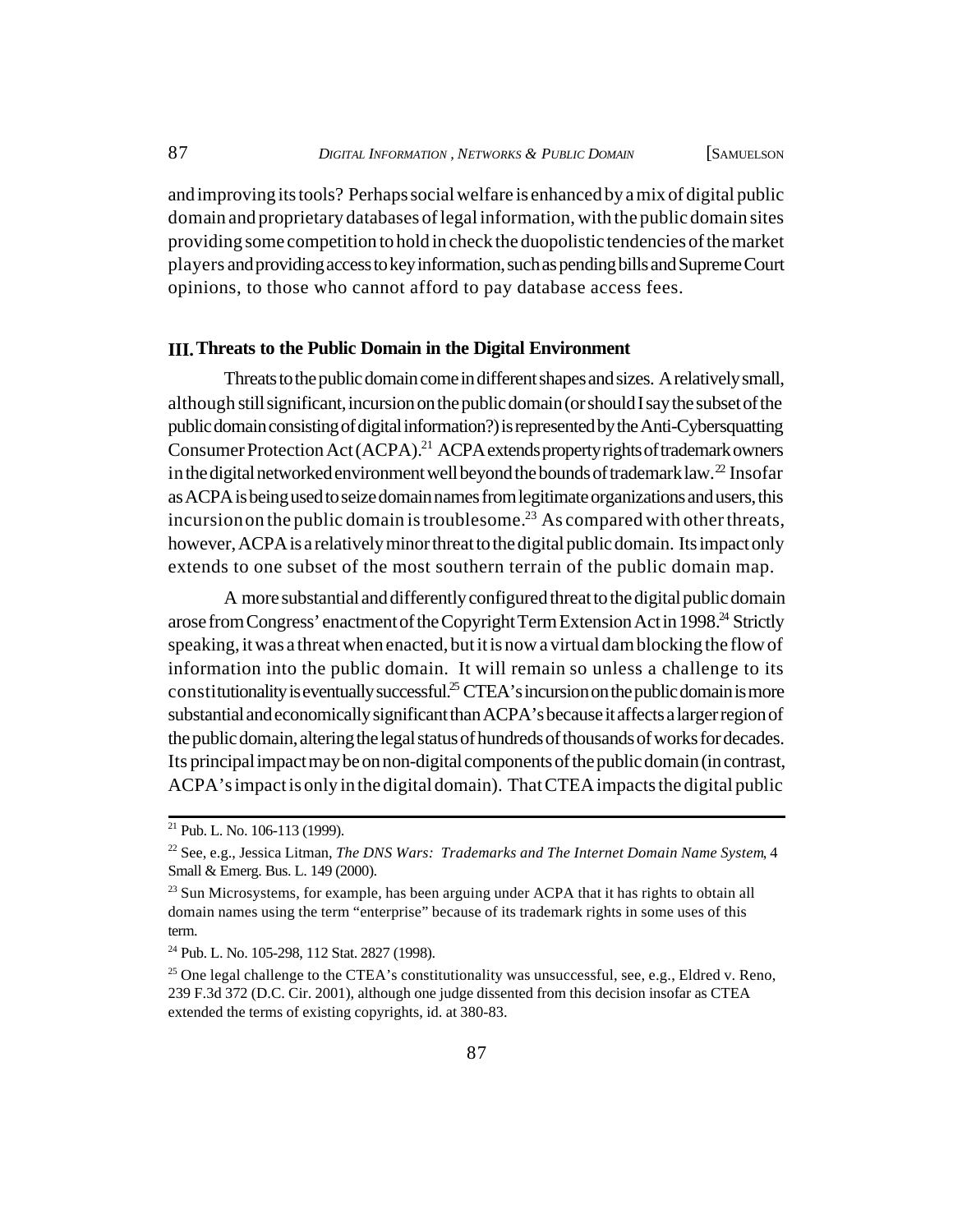and improving its tools? Perhaps social welfare is enhanced by a mix of digital public domain and proprietary databases of legal information, with the public domain sites providing some competition to hold in check the duopolistic tendencies of the market players and providing access to key information, such as pending bills and Supreme Court opinions, to those who cannot afford to pay database access fees.

## III. Threats to the Public Domain in the Digital Environment

Threats to the public domain come in different shapes and sizes. A relatively small, although still significant, incursion on the public domain (or should I say the subset of the public domain consisting of digital information?) is represented by the Anti-Cybersquatting Consumer Protection Act (ACPA).[21] ACPA extends property rights of trademark owners in the digital networked environment well beyond the bounds of trademark law.[22] Insofar as ACPA is being used to seize domain names from legitimate organizations and users, this incursion on the public domain is troublesome.[23] As compared with other threats, however, ACPA is a relatively minor threat to the digital public domain. Its impact only extends to one subset of the most southern terrain of the public domain map.

A more substantial and differently configured threat to the digital public domain arose from Congress' enactment of the Copyright Term Extension Act in 1998.[24] Strictly speaking, it was a threat when enacted, but it is now a virtual dam blocking the flow of information into the public domain. It will remain so unless a challenge to its constitutionality is eventually successful.[25] CTEA's incursion on the public domain is more substantial and economically significant than ACPA's because it affects a larger region of the public domain, altering the legal status of hundreds of thousands of works for decades. Its principal impact may be on non-digital components of the public domain (in contrast, ACPA's impact is only in the digital domain). That CTEA impacts the digital public

---

[21] Pub. L. No. 106-113 (1999).

[22] See, e.g., Jessica Litman, *The DNS Wars: Trademarks and The Internet Domain Name System*, 4 Small & Emerg. Bus. L. 149 (2000).

[23] Sun Microsystems, for example, has been arguing under ACPA that it has rights to obtain all domain names using the term "enterprise" because of its trademark rights in some uses of this term.

[24] Pub. L. No. 105-298, 112 Stat. 2827 (1998).

[25] One legal challenge to the CTEA's constitutionality was unsuccessful, see, e.g., Eldred v. Reno, 239 F.3d 372 (D.C. Cir. 2001), although one judge dissented from this decision insofar as CTEA extended the terms of existing copyrights, id. at 380-83.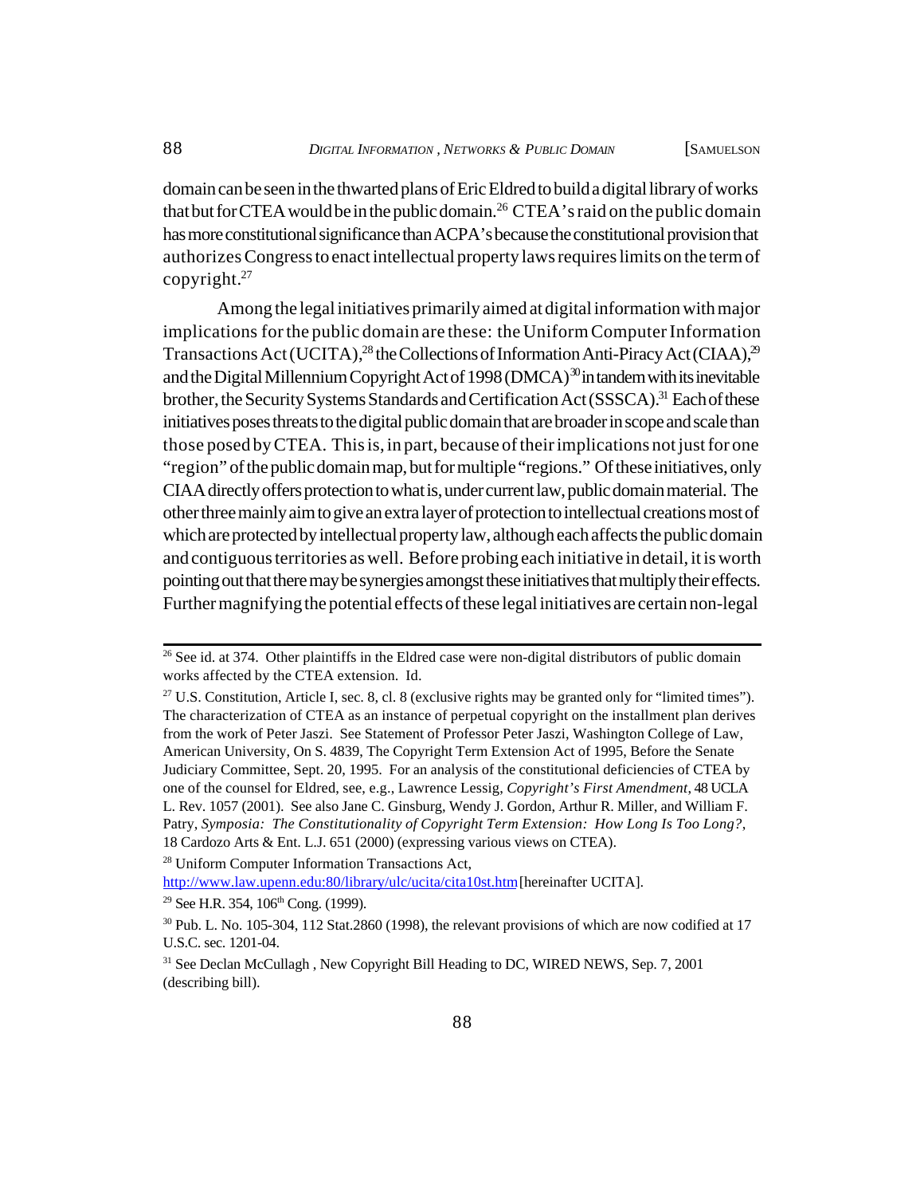domain can be seen in the thwarted plans of Eric Eldred to build a digital library of works that but for CTEA would be in the public domain.[26] CTEA's raid on the public domain has more constitutional significance than ACPA's because the constitutional provision that authorizes Congress to enact intellectual property laws requires limits on the term of copyright.[27]

Among the legal initiatives primarily aimed at digital information with major implications for the public domain are these: the Uniform Computer Information Transactions Act (UCITA),[28] the Collections of Information Anti-Piracy Act (CIAA),[29] and the Digital Millennium Copyright Act of 1998 (DMCA)[30] in tandem with its inevitable brother, the Security Systems Standards and Certification Act (SSSCA).[31] Each of these initiatives poses threats to the digital public domain that are broader in scope and scale than those posed by CTEA. This is, in part, because of their implications not just for one "region" of the public domain map, but for multiple "regions." Of these initiatives, only CIAA directly offers protection to what is, under current law, public domain material. The other three mainly aim to give an extra layer of protection to intellectual creations most of which are protected by intellectual property law, although each affects the public domain and contiguous territories as well. Before probing each initiative in detail, it is worth pointing out that there may be synergies amongst these initiatives that multiply their effects. Further magnifying the potential effects of these legal initiatives are certain non-legal

---

[26] See id. at 374. Other plaintiffs in the Eldred case were non-digital distributors of public domain works affected by the CTEA extension. Id.

[27] U.S. Constitution, Article I, sec. 8, cl. 8 (exclusive rights may be granted only for "limited times"). The characterization of CTEA as an instance of perpetual copyright on the installment plan derives from the work of Peter Jaszi. See Statement of Professor Peter Jaszi, Washington College of Law, American University, On S. 4839, The Copyright Term Extension Act of 1995, Before the Senate Judiciary Committee, Sept. 20, 1995. For an analysis of the constitutional deficiencies of CTEA by one of the counsel for Eldred, see, e.g., Lawrence Lessig, *Copyright's First Amendment*, 48 UCLA L. Rev. 1057 (2001). See also Jane C. Ginsburg, Wendy J. Gordon, Arthur R. Miller, and William F. Patry, *Symposia: The Constitutionality of Copyright Term Extension: How Long Is Too Long?*, 18 Cardozo Arts & Ent. L.J. 651 (2000) (expressing various views on CTEA).

[28] Uniform Computer Information Transactions Act, http://www.law.upenn.edu:80/library/ulc/ucita/cita10st.htm [hereinafter UCITA].

[29] See H.R. 354, 106th Cong. (1999).

[30] Pub. L. No. 105-304, 112 Stat.2860 (1998), the relevant provisions of which are now codified at 17 U.S.C. sec. 1201-04.

[31] See Declan McCullagh , New Copyright Bill Heading to DC, WIRED NEWS, Sep. 7, 2001 (describing bill).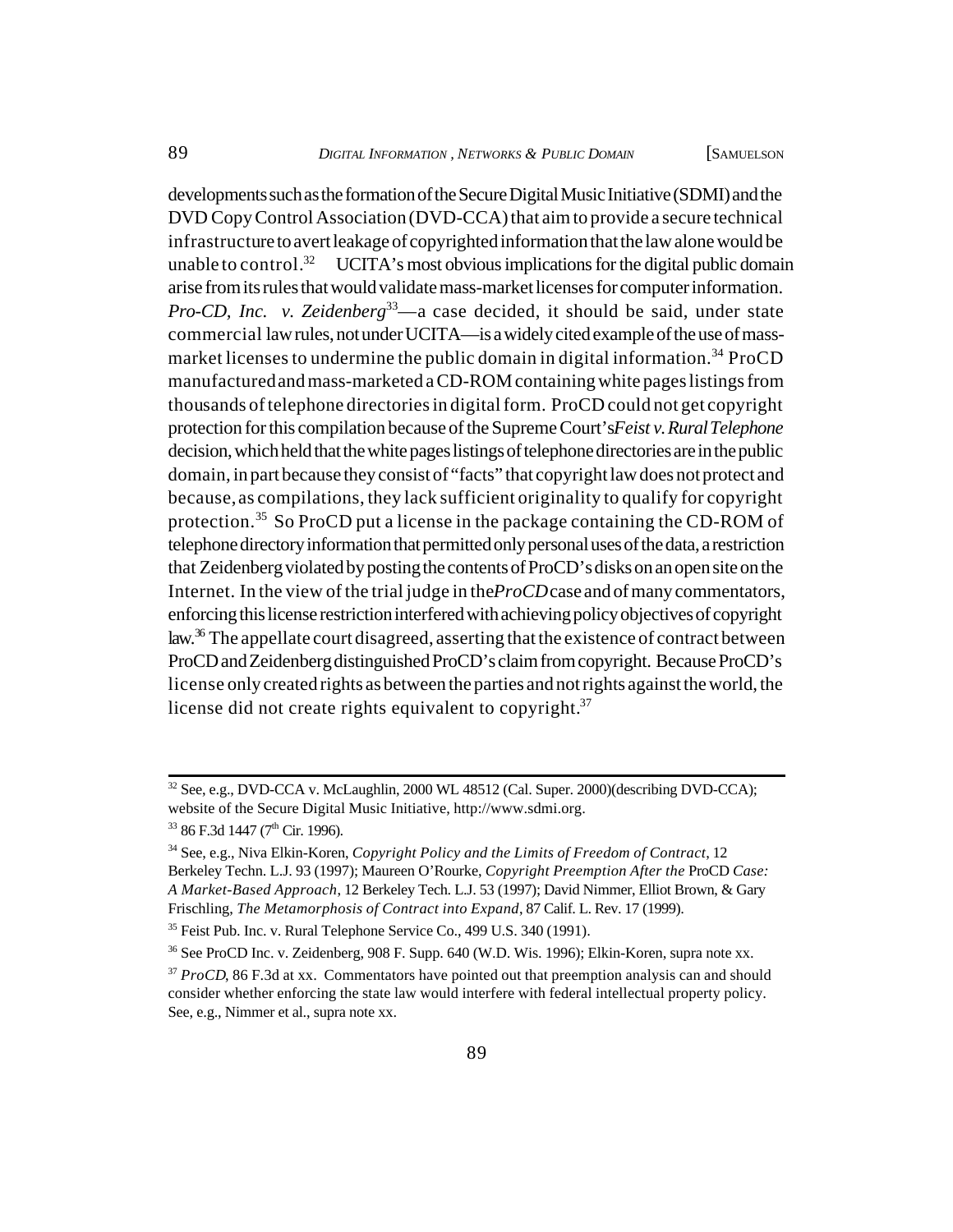developments such as the formation of the Secure Digital Music Initiative (SDMI) and the DVD Copy Control Association (DVD-CCA) that aim to provide a secure technical infrastructure to avert leakage of copyrighted information that the law alone would be unable to control.[32] UCITA's most obvious implications for the digital public domain arise from its rules that would validate mass-market licenses for computer information. *Pro-CD, Inc. v. Zeidenberg*[33]—a case decided, it should be said, under state commercial law rules, not under UCITA—is a widely cited example of the use of mass-market licenses to undermine the public domain in digital information.[34] ProCD manufactured and mass-marketed a CD-ROM containing white pages listings from thousands of telephone directories in digital form. ProCD could not get copyright protection for this compilation because of the Supreme Court's *Feist v. Rural Telephone* decision, which held that the white pages listings of telephone directories are in the public domain, in part because they consist of "facts" that copyright law does not protect and because, as compilations, they lack sufficient originality to qualify for copyright protection.[35] So ProCD put a license in the package containing the CD-ROM of telephone directory information that permitted only personal uses of the data, a restriction that Zeidenberg violated by posting the contents of ProCD's disks on an open site on the Internet. In the view of the trial judge in the *ProCD* case and of many commentators, enforcing this license restriction interfered with achieving policy objectives of copyright law.[36] The appellate court disagreed, asserting that the existence of contract between ProCD and Zeidenberg distinguished ProCD's claim from copyright. Because ProCD's license only created rights as between the parties and not rights against the world, the license did not create rights equivalent to copyright.[37]

---

[32] See, e.g., DVD-CCA v. McLaughlin, 2000 WL 48512 (Cal. Super. 2000)(describing DVD-CCA); website of the Secure Digital Music Initiative, http://www.sdmi.org.

[33] 86 F.3d 1447 (7th Cir. 1996).

[34] See, e.g., Niva Elkin-Koren, *Copyright Policy and the Limits of Freedom of Contract*, 12 Berkeley Techn. L.J. 93 (1997); Maureen O'Rourke, *Copyright Preemption After the* ProCD *Case: A Market-Based Approach*, 12 Berkeley Tech. L.J. 53 (1997); David Nimmer, Elliot Brown, & Gary Frischling, *The Metamorphosis of Contract into Expand*, 87 Calif. L. Rev. 17 (1999).

[35] Feist Pub. Inc. v. Rural Telephone Service Co., 499 U.S. 340 (1991).

[36] See ProCD Inc. v. Zeidenberg, 908 F. Supp. 640 (W.D. Wis. 1996); Elkin-Koren, supra note xx.

[37] *ProCD*, 86 F.3d at xx. Commentators have pointed out that preemption analysis can and should consider whether enforcing the state law would interfere with federal intellectual property policy. See, e.g., Nimmer et al., supra note xx.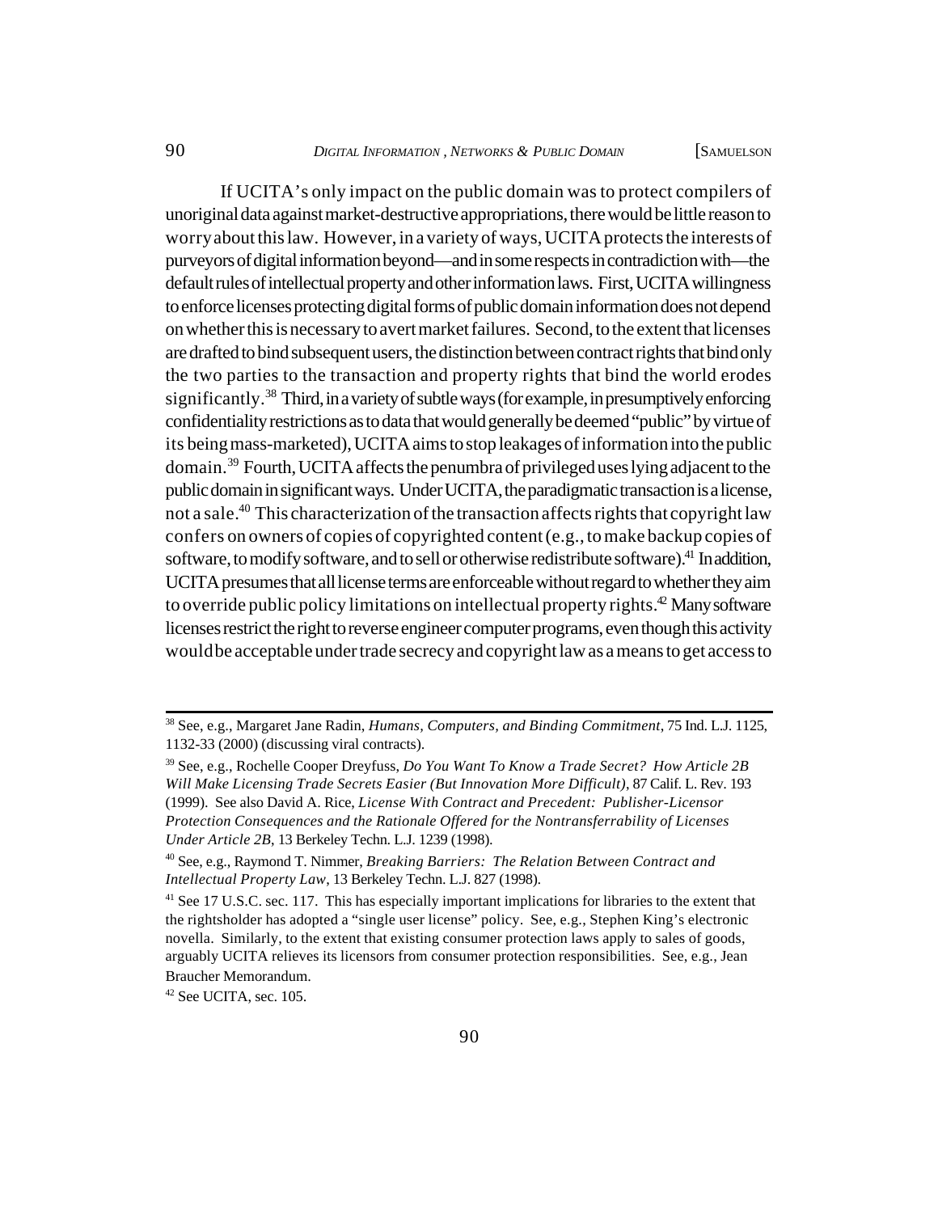If UCITA's only impact on the public domain was to protect compilers of unoriginal data against market-destructive appropriations, there would be little reason to worry about this law. However, in a variety of ways, UCITA protects the interests of purveyors of digital information beyond—and in some respects in contradiction with—the default rules of intellectual property and other information laws. First, UCITA willingness to enforce licenses protecting digital forms of public domain information does not depend on whether this is necessary to avert market failures. Second, to the extent that licenses are drafted to bind subsequent users, the distinction between contract rights that bind only the two parties to the transaction and property rights that bind the world erodes significantly.[38] Third, in a variety of subtle ways (for example, in presumptively enforcing confidentiality restrictions as to data that would generally be deemed "public" by virtue of its being mass-marketed), UCITA aims to stop leakages of information into the public domain.[39] Fourth, UCITA affects the penumbra of privileged uses lying adjacent to the public domain in significant ways. Under UCITA, the paradigmatic transaction is a license, not a sale.[40] This characterization of the transaction affects rights that copyright law confers on owners of copies of copyrighted content (e.g., to make backup copies of software, to modify software, and to sell or otherwise redistribute software).[41] In addition, UCITA presumes that all license terms are enforceable without regard to whether they aim to override public policy limitations on intellectual property rights.[42] Many software licenses restrict the right to reverse engineer computer programs, even though this activity would be acceptable under trade secrecy and copyright law as a means to get access to

---

[38] See, e.g., Margaret Jane Radin, *Humans, Computers, and Binding Commitment*, 75 Ind. L.J. 1125, 1132-33 (2000) (discussing viral contracts).

[39] See, e.g., Rochelle Cooper Dreyfuss, *Do You Want To Know a Trade Secret? How Article 2B Will Make Licensing Trade Secrets Easier (But Innovation More Difficult)*, 87 Calif. L. Rev. 193 (1999). See also David A. Rice, *License With Contract and Precedent: Publisher-Licensor Protection Consequences and the Rationale Offered for the Nontransferrability of Licenses Under Article 2B*, 13 Berkeley Techn. L.J. 1239 (1998).

[40] See, e.g., Raymond T. Nimmer, *Breaking Barriers: The Relation Between Contract and Intellectual Property Law*, 13 Berkeley Techn. L.J. 827 (1998).

[41] See 17 U.S.C. sec. 117. This has especially important implications for libraries to the extent that the rightsholder has adopted a "single user license" policy. See, e.g., Stephen King's electronic novella. Similarly, to the extent that existing consumer protection laws apply to sales of goods, arguably UCITA relieves its licensors from consumer protection responsibilities. See, e.g., Jean Braucher Memorandum.

[42] See UCITA, sec. 105.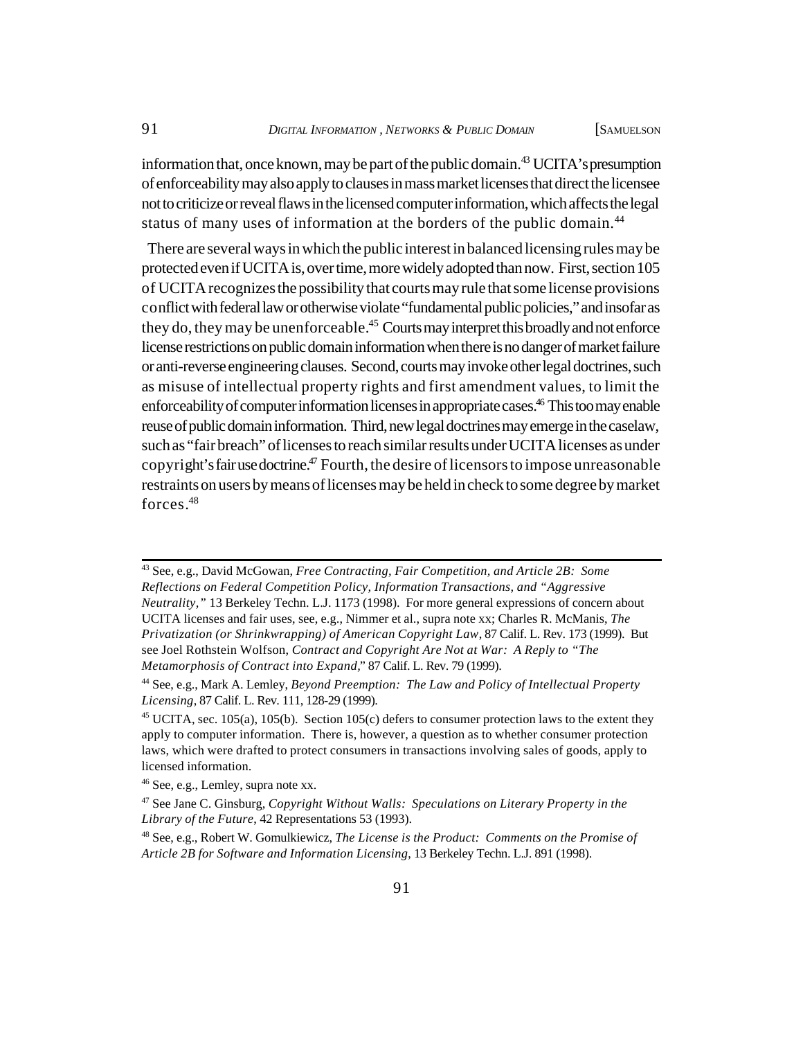information that, once known, may be part of the public domain.[43] UCITA's presumption of enforceability may also apply to clauses in mass market licenses that direct the licensee not to criticize or reveal flaws in the licensed computer information, which affects the legal status of many uses of information at the borders of the public domain.[44]

There are several ways in which the public interest in balanced licensing rules may be protected even if UCITA is, over time, more widely adopted than now. First, section 105 of UCITA recognizes the possibility that courts may rule that some license provisions conflict with federal law or otherwise violate "fundamental public policies," and insofar as they do, they may be unenforceable.[45] Courts may interpret this broadly and not enforce license restrictions on public domain information when there is no danger of market failure or anti-reverse engineering clauses. Second, courts may invoke other legal doctrines, such as misuse of intellectual property rights and first amendment values, to limit the enforceability of computer information licenses in appropriate cases.[46] This too may enable reuse of public domain information. Third, new legal doctrines may emerge in the caselaw, such as "fair breach" of licenses to reach similar results under UCITA licenses as under copyright's fair use doctrine.[47] Fourth, the desire of licensors to impose unreasonable restraints on users by means of licenses may be held in check to some degree by market forces.[48]

---

[43] See, e.g., David McGowan, *Free Contracting, Fair Competition, and Article 2B: Some Reflections on Federal Competition Policy, Information Transactions, and "Aggressive Neutrality,"* 13 Berkeley Techn. L.J. 1173 (1998). For more general expressions of concern about UCITA licenses and fair uses, see, e.g., Nimmer et al., supra note xx; Charles R. McManis, *The Privatization (or Shrinkwrapping) of American Copyright Law*, 87 Calif. L. Rev. 173 (1999). But see Joel Rothstein Wolfson, *Contract and Copyright Are Not at War: A Reply to "The Metamorphosis of Contract into Expand,"* 87 Calif. L. Rev. 79 (1999).

[44] See, e.g., Mark A. Lemley, *Beyond Preemption: The Law and Policy of Intellectual Property Licensing*, 87 Calif. L. Rev. 111, 128-29 (1999).

[45] UCITA, sec. 105(a), 105(b). Section 105(c) defers to consumer protection laws to the extent they apply to computer information. There is, however, a question as to whether consumer protection laws, which were drafted to protect consumers in transactions involving sales of goods, apply to licensed information.

[46] See, e.g., Lemley, supra note xx.

[47] See Jane C. Ginsburg, *Copyright Without Walls: Speculations on Literary Property in the Library of the Future*, 42 Representations 53 (1993).

[48] See, e.g., Robert W. Gomulkiewicz, *The License is the Product: Comments on the Promise of Article 2B for Software and Information Licensing*, 13 Berkeley Techn. L.J. 891 (1998).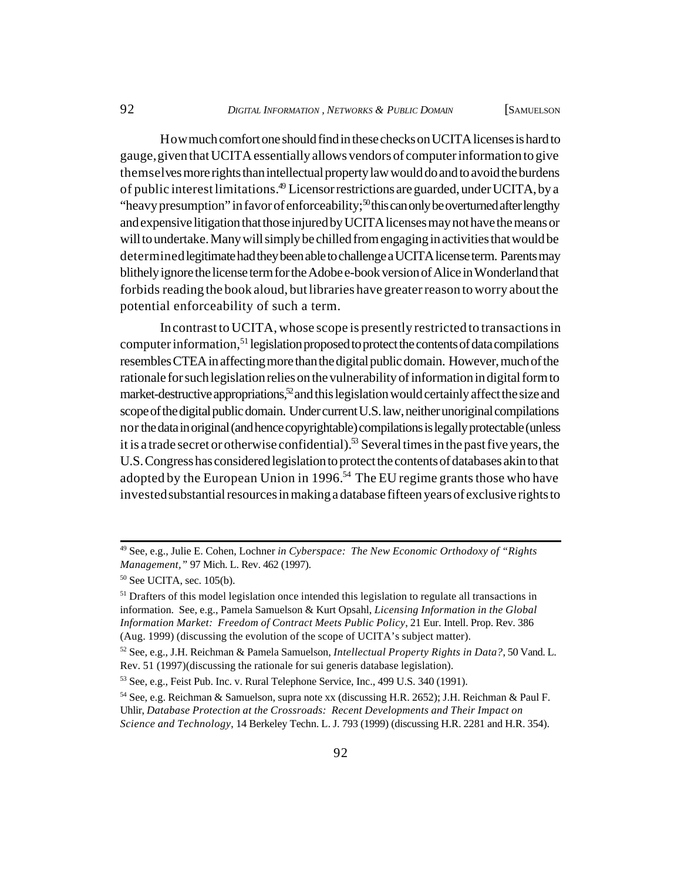How much comfort one should find in these checks on UCITA licenses is hard to gauge, given that UCITA essentially allows vendors of computer information to give themselves more rights than intellectual property law would do and to avoid the burdens of public interest limitations.[49] Licensor restrictions are guarded, under UCITA, by a "heavy presumption" in favor of enforceability;[50] this can only be overturned after lengthy and expensive litigation that those injured by UCITA licenses may not have the means or will to undertake. Many will simply be chilled from engaging in activities that would be determined legitimate had they been able to challenge a UCITA license term. Parents may blithely ignore the license term for the Adobe e-book version of Alice in Wonderland that forbids reading the book aloud, but libraries have greater reason to worry about the potential enforceability of such a term.

In contrast to UCITA, whose scope is presently restricted to transactions in computer information,[51] legislation proposed to protect the contents of data compilations resembles CTEA in affecting more than the digital public domain. However, much of the rationale for such legislation relies on the vulnerability of information in digital form to market-destructive appropriations,[52] and this legislation would certainly affect the size and scope of the digital public domain. Under current U.S. law, neither unoriginal compilations nor the data in original (and hence copyrightable) compilations is legally protectable (unless it is a trade secret or otherwise confidential).[53] Several times in the past five years, the U.S. Congress has considered legislation to protect the contents of databases akin to that adopted by the European Union in 1996.[54] The EU regime grants those who have invested substantial resources in making a database fifteen years of exclusive rights to

---

[49] See, e.g., Julie E. Cohen, Lochner *in Cyberspace: The New Economic Orthodoxy of "Rights Management*,*"* 97 Mich. L. Rev. 462 (1997).

[50] See UCITA, sec. 105(b).

[51] Drafters of this model legislation once intended this legislation to regulate all transactions in information. See, e.g., Pamela Samuelson & Kurt Opsahl, *Licensing Information in the Global Information Market: Freedom of Contract Meets Public Policy*, 21 Eur. Intell. Prop. Rev. 386 (Aug. 1999) (discussing the evolution of the scope of UCITA's subject matter).

[52] See, e.g., J.H. Reichman & Pamela Samuelson, *Intellectual Property Rights in Data?*, 50 Vand. L. Rev. 51 (1997)(discussing the rationale for sui generis database legislation).

[53] See, e.g., Feist Pub. Inc. v. Rural Telephone Service, Inc., 499 U.S. 340 (1991).

[54] See, e.g. Reichman & Samuelson, supra note xx (discussing H.R. 2652); J.H. Reichman & Paul F. Uhlir, *Database Protection at the Crossroads: Recent Developments and Their Impact on Science and Technology*, 14 Berkeley Techn. L. J. 793 (1999) (discussing H.R. 2281 and H.R. 354).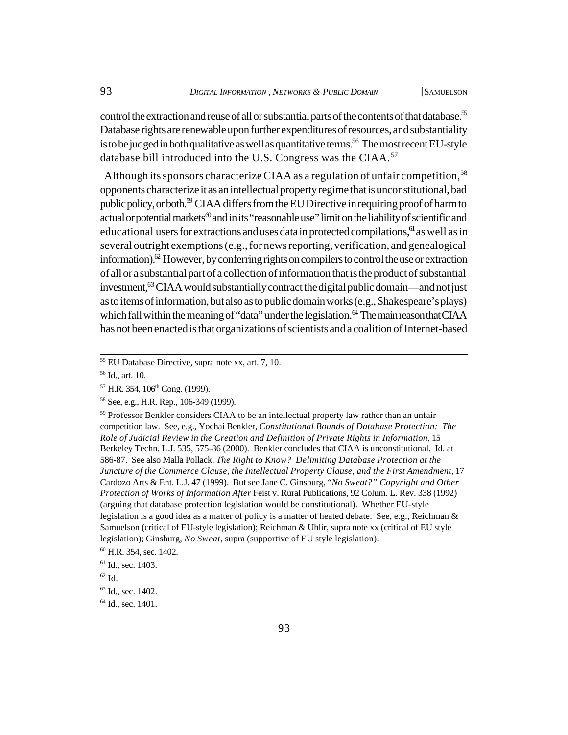control the extraction and reuse of all or substantial parts of the contents of that database.[55] Database rights are renewable upon further expenditures of resources, and substantiality is to be judged in both qualitative as well as quantitative terms.[56] The most recent EU-style database bill introduced into the U.S. Congress was the CIAA.[57]

Although its sponsors characterize CIAA as a regulation of unfair competition,[58] opponents characterize it as an intellectual property regime that is unconstitutional, bad public policy, or both.[59] CIAA differs from the EU Directive in requiring proof of harm to actual or potential markets[60] and in its "reasonable use" limit on the liability of scientific and educational users for extractions and uses data in protected compilations,[61] as well as in several outright exemptions (e.g., for news reporting, verification, and genealogical information).[62] However, by conferring rights on compilers to control the use or extraction of all or a substantial part of a collection of information that is the product of substantial investment,[63] CIAA would substantially contract the digital public domain—and not just as to items of information, but also as to public domain works (e.g., Shakespeare's plays) which fall within the meaning of "data" under the legislation.[64] The main reason that CIAA has not been enacted is that organizations of scientists and a coalition of Internet-based

---

[55] EU Database Directive, supra note xx, art. 7, 10.

[56] Id., art. 10.

[57] H.R. 354, 106th Cong. (1999).

[58] See, e.g., H.R. Rep., 106-349 (1999).

[59] Professor Benkler considers CIAA to be an intellectual property law rather than an unfair competition law. See, e.g., Yochai Benkler, *Constitutional Bounds of Database Protection: The Role of Judicial Review in the Creation and Definition of Private Rights in Information*, 15 Berkeley Techn. L.J. 535, 575-86 (2000). Benkler concludes that CIAA is unconstitutional. Id. at 586-87. See also Malla Pollack, *The Right to Know? Delimiting Database Protection at the Juncture of the Commerce Clause, the Intellectual Property Clause, and the First Amendment*, 17 Cardozo Arts & Ent. L.J. 47 (1999). But see Jane C. Ginsburg, "*No Sweat?" Copyright and Other Protection of Works of Information After* Feist v. Rural Publications, 92 Colum. L. Rev. 338 (1992) (arguing that database protection legislation would be constitutional). Whether EU-style legislation is a good idea as a matter of policy is a matter of heated debate. See, e.g., Reichman & Samuelson (critical of EU-style legislation); Reichman & Uhlir, supra note xx (critical of EU style legislation); Ginsburg, *No Sweat*, supra (supportive of EU style legislation).

[60] H.R. 354, sec. 1402.

[61] Id., sec. 1403.

[62] Id.

[63] Id., sec. 1402.

[64] Id., sec. 1401.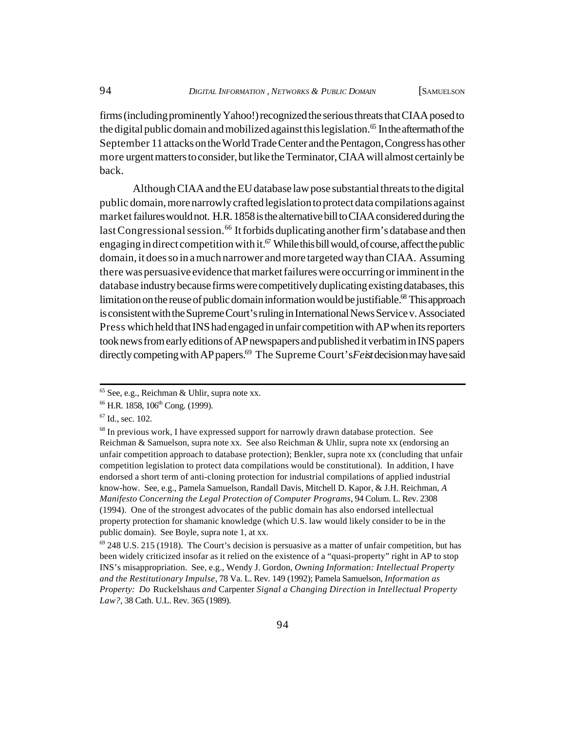firms (including prominently Yahoo!) recognized the serious threats that CIAA posed to the digital public domain and mobilized against this legislation.[65] In the aftermath of the September 11 attacks on the World Trade Center and the Pentagon, Congress has other more urgent matters to consider, but like the Terminator, CIAA will almost certainly be back.

Although CIAA and the EU database law pose substantial threats to the digital public domain, more narrowly crafted legislation to protect data compilations against market failures would not. H.R. 1858 is the alternative bill to CIAA considered during the last Congressional session.[66] It forbids duplicating another firm's database and then engaging in direct competition with it.[67] While this bill would, of course, affect the public domain, it does so in a much narrower and more targeted way than CIAA. Assuming there was persuasive evidence that market failures were occurring or imminent in the database industry because firms were competitively duplicating existing databases, this limitation on the reuse of public domain information would be justifiable.[68] This approach is consistent with the Supreme Court's ruling in International News Service v. Associated Press which held that INS had engaged in unfair competition with AP when its reporters took news from early editions of AP newspapers and published it verbatim in INS papers directly competing with AP papers.[69] The Supreme Court's *Feist* decision may have said

---

[65] See, e.g., Reichman & Uhlir, supra note xx.

[66] H.R. 1858, 106th Cong. (1999).

[67] Id., sec. 102.

[68] In previous work, I have expressed support for narrowly drawn database protection. See Reichman & Samuelson, supra note xx. See also Reichman & Uhlir, supra note xx (endorsing an unfair competition approach to database protection); Benkler, supra note xx (concluding that unfair competition legislation to protect data compilations would be constitutional). In addition, I have endorsed a short term of anti-cloning protection for industrial compilations of applied industrial know-how. See, e.g., Pamela Samuelson, Randall Davis, Mitchell D. Kapor, & J.H. Reichman, *A Manifesto Concerning the Legal Protection of Computer Programs*, 94 Colum. L. Rev. 2308 (1994). One of the strongest advocates of the public domain has also endorsed intellectual property protection for shamanic knowledge (which U.S. law would likely consider to be in the public domain). See Boyle, supra note 1, at xx.

[69] 248 U.S. 215 (1918). The Court's decision is persuasive as a matter of unfair competition, but has been widely criticized insofar as it relied on the existence of a "quasi-property" right in AP to stop INS's misappropriation. See, e.g., Wendy J. Gordon, *Owning Information: Intellectual Property and the Restitutionary Impulse*, 78 Va. L. Rev. 149 (1992); Pamela Samuelson, *Information as Property: Do* Ruckelshaus *and* Carpenter *Signal a Changing Direction in Intellectual Property Law?*, 38 Cath. U.L. Rev. 365 (1989).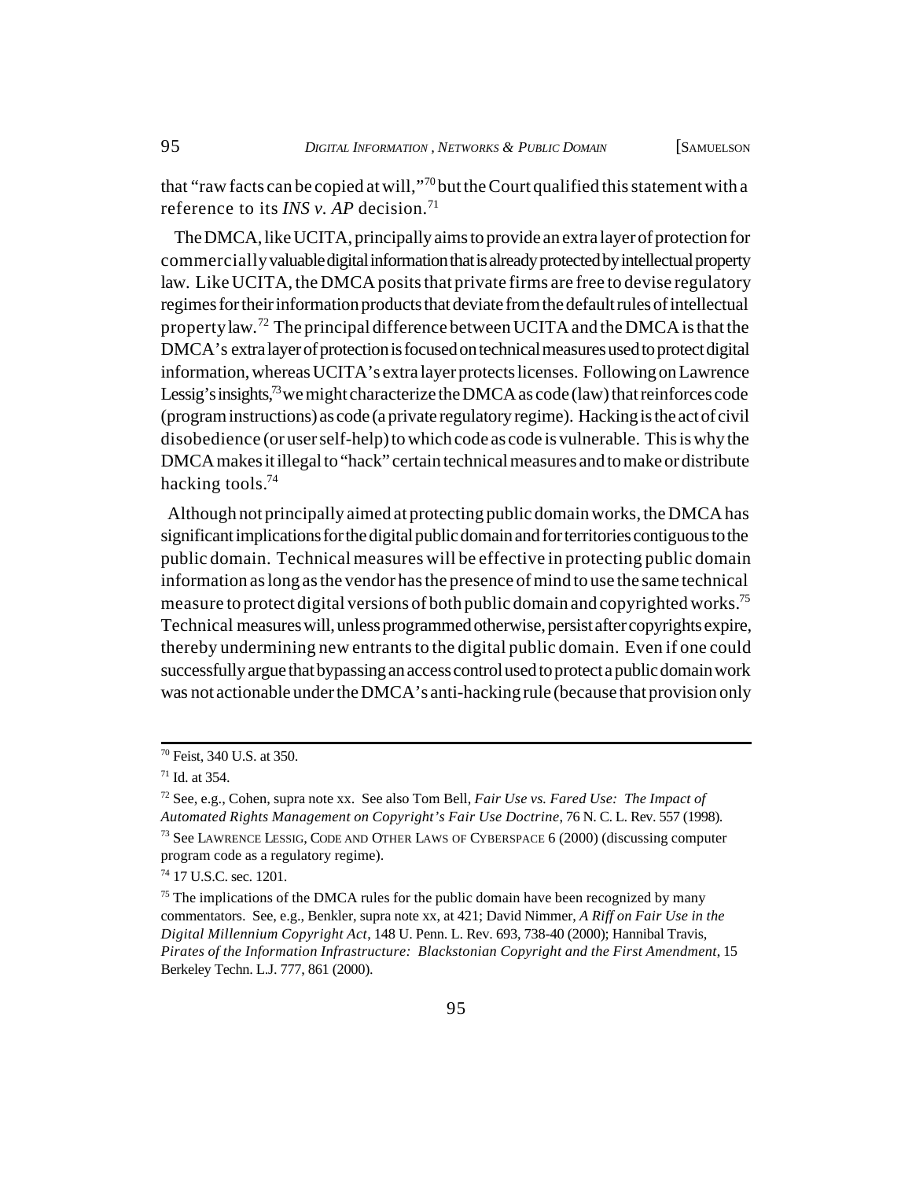that "raw facts can be copied at will,"[70] but the Court qualified this statement with a reference to its *INS v. AP* decision.[71]

The DMCA, like UCITA, principally aims to provide an extra layer of protection for commercially valuable digital information that is already protected by intellectual property law. Like UCITA, the DMCA posits that private firms are free to devise regulatory regimes for their information products that deviate from the default rules of intellectual property law.[72] The principal difference between UCITA and the DMCA is that the DMCA's extra layer of protection is focused on technical measures used to protect digital information, whereas UCITA's extra layer protects licenses. Following on Lawrence Lessig's insights,[73] we might characterize the DMCA as code (law) that reinforces code (program instructions) as code (a private regulatory regime). Hacking is the act of civil disobedience (or user self-help) to which code as code is vulnerable. This is why the DMCA makes it illegal to "hack" certain technical measures and to make or distribute hacking tools.[74]

Although not principally aimed at protecting public domain works, the DMCA has significant implications for the digital public domain and for territories contiguous to the public domain. Technical measures will be effective in protecting public domain information as long as the vendor has the presence of mind to use the same technical measure to protect digital versions of both public domain and copyrighted works.[75] Technical measures will, unless programmed otherwise, persist after copyrights expire, thereby undermining new entrants to the digital public domain. Even if one could successfully argue that bypassing an access control used to protect a public domain work was not actionable under the DMCA's anti-hacking rule (because that provision only

---

[70] Feist, 340 U.S. at 350.

[71] Id. at 354.

[72] See, e.g., Cohen, supra note xx. See also Tom Bell, *Fair Use vs. Fared Use: The Impact of Automated Rights Management on Copyright's Fair Use Doctrine*, 76 N. C. L. Rev. 557 (1998).

[73] See LAWRENCE LESSIG, CODE AND OTHER LAWS OF CYBERSPACE 6 (2000) (discussing computer program code as a regulatory regime).

[74] 17 U.S.C. sec. 1201.

[75] The implications of the DMCA rules for the public domain have been recognized by many commentators. See, e.g., Benkler, supra note xx, at 421; David Nimmer, *A Riff on Fair Use in the Digital Millennium Copyright Act*, 148 U. Penn. L. Rev. 693, 738-40 (2000); Hannibal Travis, *Pirates of the Information Infrastructure: Blackstonian Copyright and the First Amendment*, 15 Berkeley Techn. L.J. 777, 861 (2000).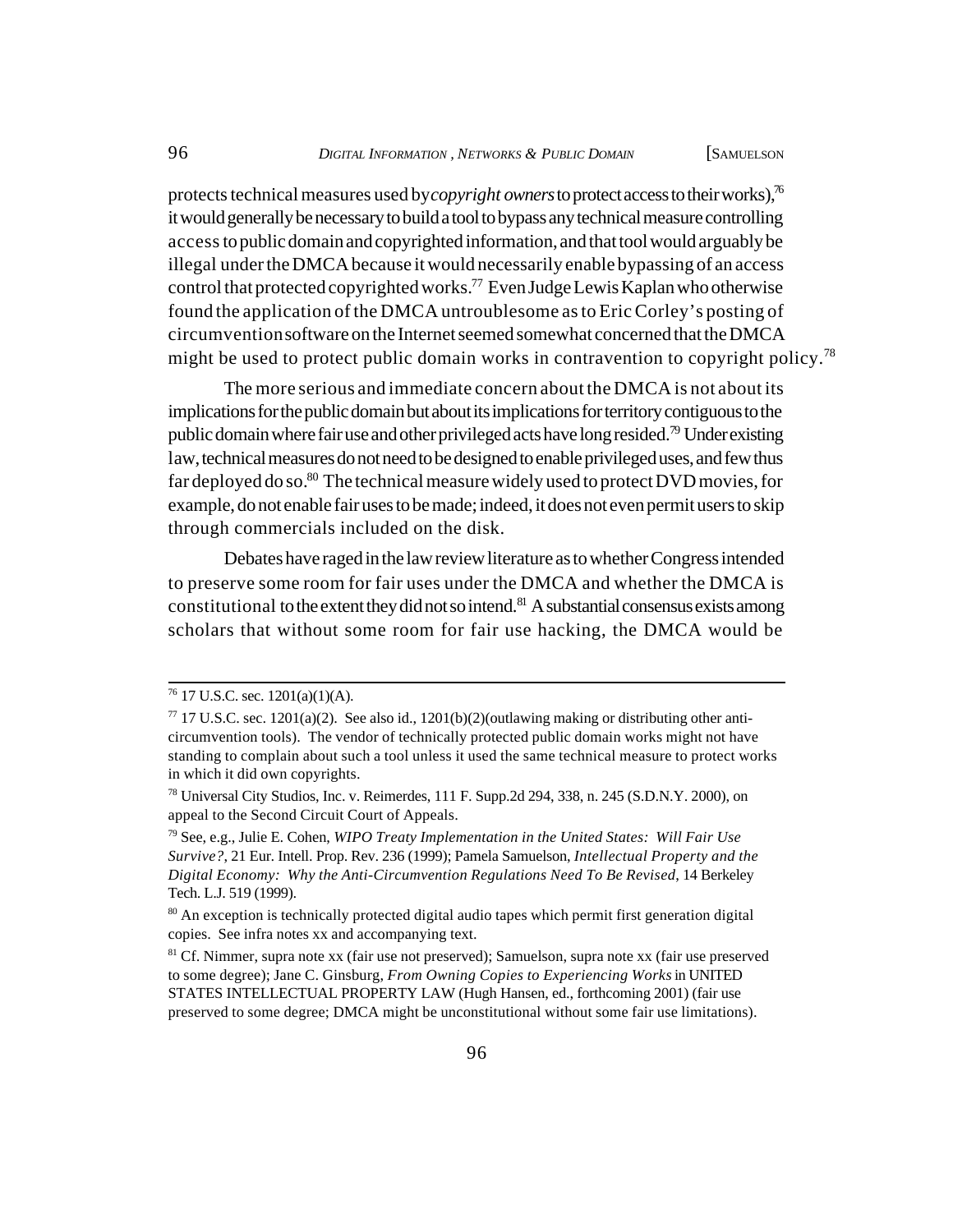protects technical measures used by *copyright owners* to protect access to their works),[76] it would generally be necessary to build a tool to bypass any technical measure controlling access to public domain and copyrighted information, and that tool would arguably be illegal under the DMCA because it would necessarily enable bypassing of an access control that protected copyrighted works.[77] Even Judge Lewis Kaplan who otherwise found the application of the DMCA untroublesome as to Eric Corley's posting of circumvention software on the Internet seemed somewhat concerned that the DMCA might be used to protect public domain works in contravention to copyright policy.[78]

The more serious and immediate concern about the DMCA is not about its implications for the public domain but about its implications for territory contiguous to the public domain where fair use and other privileged acts have long resided.[79] Under existing law, technical measures do not need to be designed to enable privileged uses, and few thus far deployed do so.[80] The technical measure widely used to protect DVD movies, for example, do not enable fair uses to be made; indeed, it does not even permit users to skip through commercials included on the disk.

Debates have raged in the law review literature as to whether Congress intended to preserve some room for fair uses under the DMCA and whether the DMCA is constitutional to the extent they did not so intend.[81] A substantial consensus exists among scholars that without some room for fair use hacking, the DMCA would be

---

[76] 17 U.S.C. sec. 1201(a)(1)(A).

[77] 17 U.S.C. sec. 1201(a)(2). See also id., 1201(b)(2)(outlawing making or distributing other anti-circumvention tools). The vendor of technically protected public domain works might not have standing to complain about such a tool unless it used the same technical measure to protect works in which it did own copyrights.

[78] Universal City Studios, Inc. v. Reimerdes, 111 F. Supp.2d 294, 338, n. 245 (S.D.N.Y. 2000), on appeal to the Second Circuit Court of Appeals.

[79] See, e.g., Julie E. Cohen, *WIPO Treaty Implementation in the United States: Will Fair Use Survive?*, 21 Eur. Intell. Prop. Rev. 236 (1999); Pamela Samuelson, *Intellectual Property and the Digital Economy: Why the Anti-Circumvention Regulations Need To Be Revised*, 14 Berkeley Tech. L.J. 519 (1999).

[80] An exception is technically protected digital audio tapes which permit first generation digital copies. See infra notes xx and accompanying text.

[81] Cf. Nimmer, supra note xx (fair use not preserved); Samuelson, supra note xx (fair use preserved to some degree); Jane C. Ginsburg, *From Owning Copies to Experiencing Works* in UNITED STATES INTELLECTUAL PROPERTY LAW (Hugh Hansen, ed., forthcoming 2001) (fair use preserved to some degree; DMCA might be unconstitutional without some fair use limitations).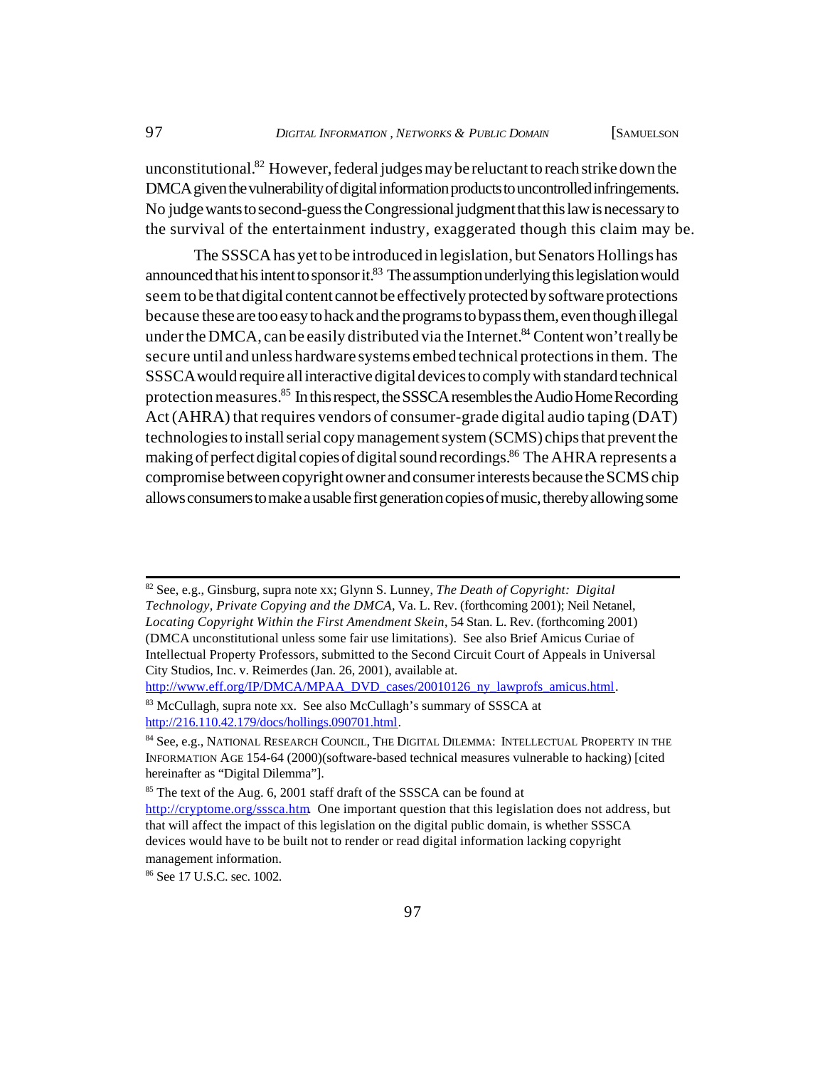unconstitutional.[82] However, federal judges may be reluctant to reach strike down the DMCA given the vulnerability of digital information products to uncontrolled infringements. No judge wants to second-guess the Congressional judgment that this law is necessary to the survival of the entertainment industry, exaggerated though this claim may be.

The SSSCA has yet to be introduced in legislation, but Senators Hollings has announced that his intent to sponsor it.[83] The assumption underlying this legislation would seem to be that digital content cannot be effectively protected by software protections because these are too easy to hack and the programs to bypass them, even though illegal under the DMCA, can be easily distributed via the Internet.[84] Content won't really be secure until and unless hardware systems embed technical protections in them. The SSSCA would require all interactive digital devices to comply with standard technical protection measures.[85] In this respect, the SSSCA resembles the Audio Home Recording Act (AHRA) that requires vendors of consumer-grade digital audio taping (DAT) technologies to install serial copy management system (SCMS) chips that prevent the making of perfect digital copies of digital sound recordings.[86] The AHRA represents a compromise between copyright owner and consumer interests because the SCMS chip allows consumers to make a usable first generation copies of music, thereby allowing some

---

[82] See, e.g., Ginsburg, supra note xx; Glynn S. Lunney, *The Death of Copyright: Digital Technology, Private Copying and the DMCA*, Va. L. Rev. (forthcoming 2001); Neil Netanel, *Locating Copyright Within the First Amendment Skein*, 54 Stan. L. Rev. (forthcoming 2001) (DMCA unconstitutional unless some fair use limitations). See also Brief Amicus Curiae of Intellectual Property Professors, submitted to the Second Circuit Court of Appeals in Universal City Studios, Inc. v. Reimerdes (Jan. 26, 2001), available at. http://www.eff.org/IP/DMCA/MPAA_DVD_cases/20010126_ny_lawprofs_amicus.html.

[83] McCullagh, supra note xx. See also McCullagh's summary of SSSCA at http://216.110.42.179/docs/hollings.090701.html.

[84] See, e.g., NATIONAL RESEARCH COUNCIL, THE DIGITAL DILEMMA: INTELLECTUAL PROPERTY IN THE INFORMATION AGE 154-64 (2000)(software-based technical measures vulnerable to hacking) [cited hereinafter as "Digital Dilemma"].

[85] The text of the Aug. 6, 2001 staff draft of the SSSCA can be found at http://cryptome.org/sssca.htm. One important question that this legislation does not address, but that will affect the impact of this legislation on the digital public domain, is whether SSSCA devices would have to be built not to render or read digital information lacking copyright management information.

[86] See 17 U.S.C. sec. 1002.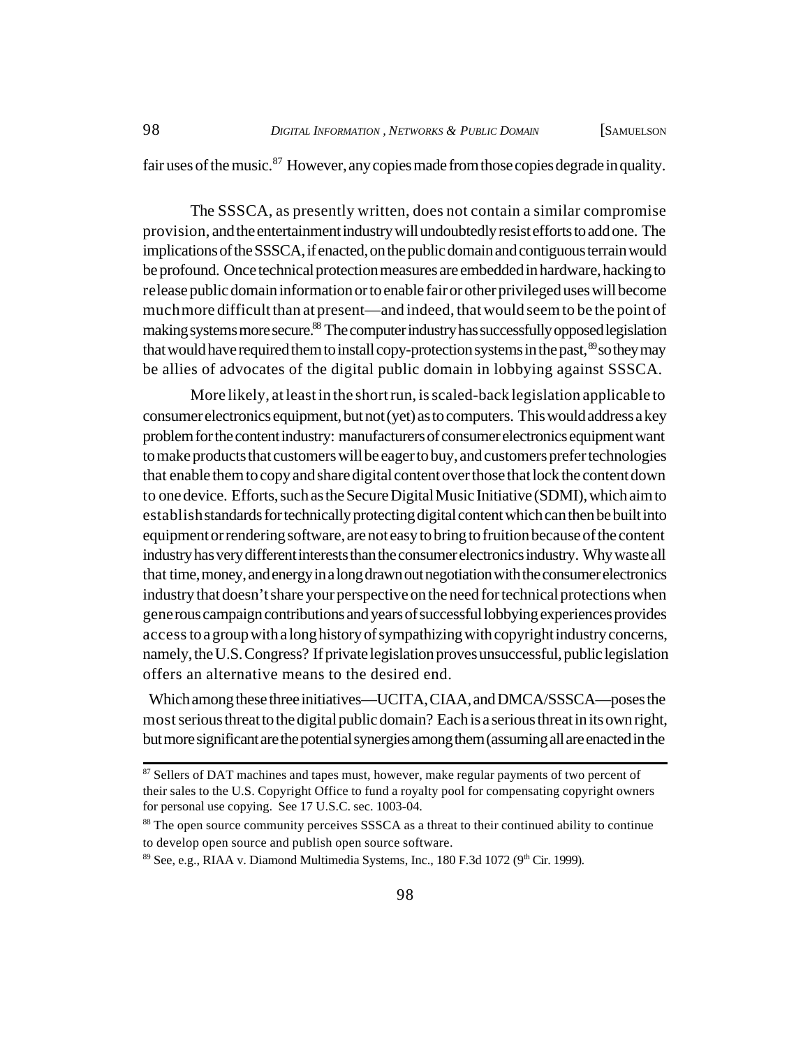fair uses of the music.[87] However, any copies made from those copies degrade in quality.

The SSSCA, as presently written, does not contain a similar compromise provision, and the entertainment industry will undoubtedly resist efforts to add one. The implications of the SSSCA, if enacted, on the public domain and contiguous terrain would be profound. Once technical protection measures are embedded in hardware, hacking to release public domain information or to enable fair or other privileged uses will become much more difficult than at present—and indeed, that would seem to be the point of making systems more secure.[88] The computer industry has successfully opposed legislation that would have required them to install copy-protection systems in the past,[89] so they may be allies of advocates of the digital public domain in lobbying against SSSCA.

More likely, at least in the short run, is scaled-back legislation applicable to consumer electronics equipment, but not (yet) as to computers. This would address a key problem for the content industry: manufacturers of consumer electronics equipment want to make products that customers will be eager to buy, and customers prefer technologies that enable them to copy and share digital content over those that lock the content down to one device. Efforts, such as the Secure Digital Music Initiative (SDMI), which aim to establish standards for technically protecting digital content which can then be built into equipment or rendering software, are not easy to bring to fruition because of the content industry has very different interests than the consumer electronics industry. Why waste all that time, money, and energy in a long drawn out negotiation with the consumer electronics industry that doesn't share your perspective on the need for technical protections when generous campaign contributions and years of successful lobbying experiences provides access to a group with a long history of sympathizing with copyright industry concerns, namely, the U.S. Congress? If private legislation proves unsuccessful, public legislation offers an alternative means to the desired end.

Which among these three initiatives—UCITA, CIAA, and DMCA/SSSCA—poses the most serious threat to the digital public domain? Each is a serious threat in its own right, but more significant are the potential synergies among them (assuming all are enacted in the

---

[87] Sellers of DAT machines and tapes must, however, make regular payments of two percent of their sales to the U.S. Copyright Office to fund a royalty pool for compensating copyright owners for personal use copying. See 17 U.S.C. sec. 1003-04.

[88] The open source community perceives SSSCA as a threat to their continued ability to continue to develop open source and publish open source software.

[89] See, e.g., RIAA v. Diamond Multimedia Systems, Inc., 180 F.3d 1072 (9th Cir. 1999).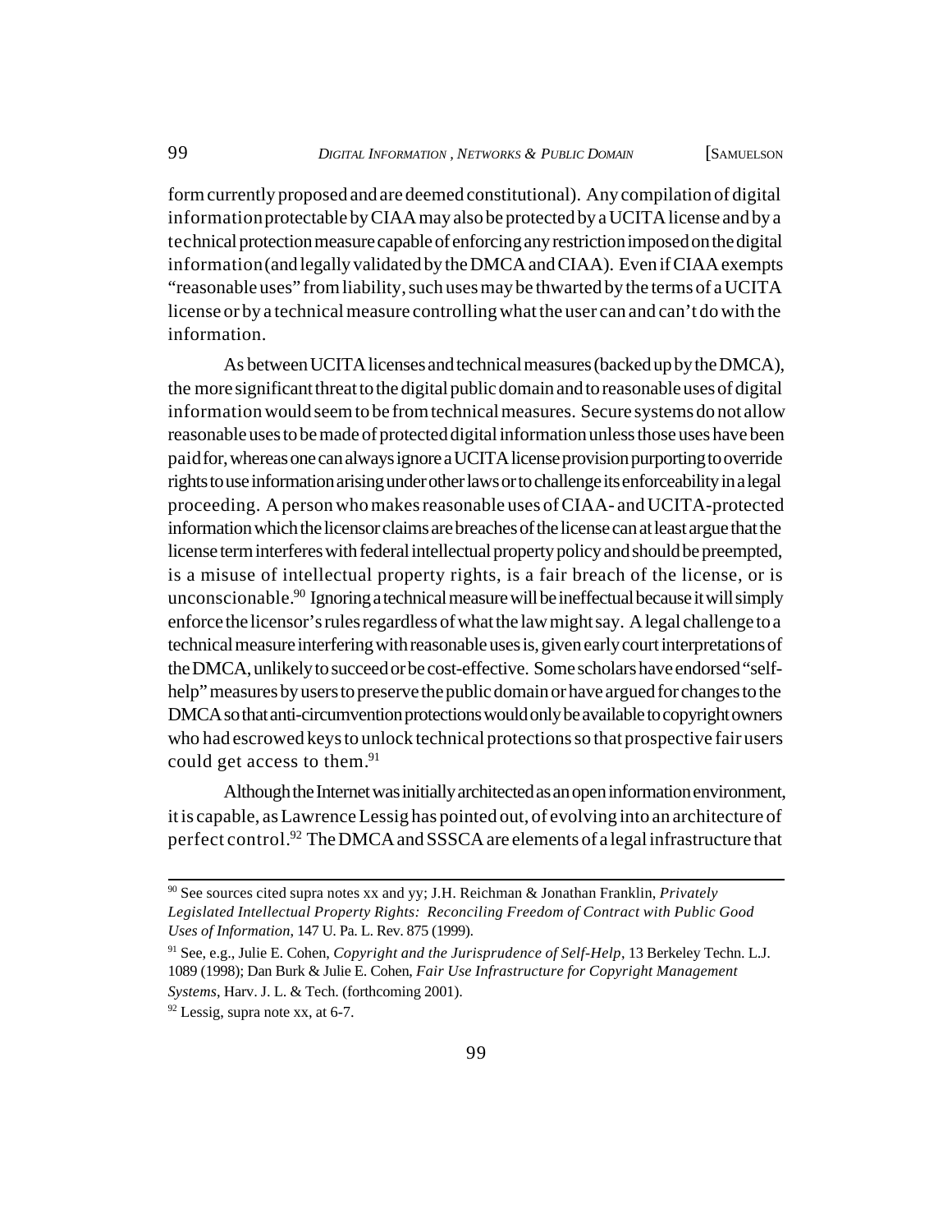form currently proposed and are deemed constitutional). Any compilation of digital information protectable by CIAA may also be protected by a UCITA license and by a technical protection measure capable of enforcing any restriction imposed on the digital information (and legally validated by the DMCA and CIAA). Even if CIAA exempts "reasonable uses" from liability, such uses may be thwarted by the terms of a UCITA license or by a technical measure controlling what the user can and can't do with the information.

As between UCITA licenses and technical measures (backed up by the DMCA), the more significant threat to the digital public domain and to reasonable uses of digital information would seem to be from technical measures. Secure systems do not allow reasonable uses to be made of protected digital information unless those uses have been paid for, whereas one can always ignore a UCITA license provision purporting to override rights to use information arising under other laws or to challenge its enforceability in a legal proceeding. A person who makes reasonable uses of CIAA- and UCITA-protected information which the licensor claims are breaches of the license can at least argue that the license term interferes with federal intellectual property policy and should be preempted, is a misuse of intellectual property rights, is a fair breach of the license, or is unconscionable.[90] Ignoring a technical measure will be ineffectual because it will simply enforce the licensor's rules regardless of what the law might say. A legal challenge to a technical measure interfering with reasonable uses is, given early court interpretations of the DMCA, unlikely to succeed or be cost-effective. Some scholars have endorsed "self-help" measures by users to preserve the public domain or have argued for changes to the DMCA so that anti-circumvention protections would only be available to copyright owners who had escrowed keys to unlock technical protections so that prospective fair users could get access to them.[91]

Although the Internet was initially architected as an open information environment, it is capable, as Lawrence Lessig has pointed out, of evolving into an architecture of perfect control.[92] The DMCA and SSSCA are elements of a legal infrastructure that

---

[90] See sources cited supra notes xx and yy; J.H. Reichman & Jonathan Franklin, *Privately Legislated Intellectual Property Rights: Reconciling Freedom of Contract with Public Good Uses of Information*, 147 U. Pa. L. Rev. 875 (1999).

[91] See, e.g., Julie E. Cohen, *Copyright and the Jurisprudence of Self-Help*, 13 Berkeley Techn. L.J. 1089 (1998); Dan Burk & Julie E. Cohen, *Fair Use Infrastructure for Copyright Management Systems*, Harv. J. L. & Tech. (forthcoming 2001).

[92] Lessig, supra note xx, at 6-7.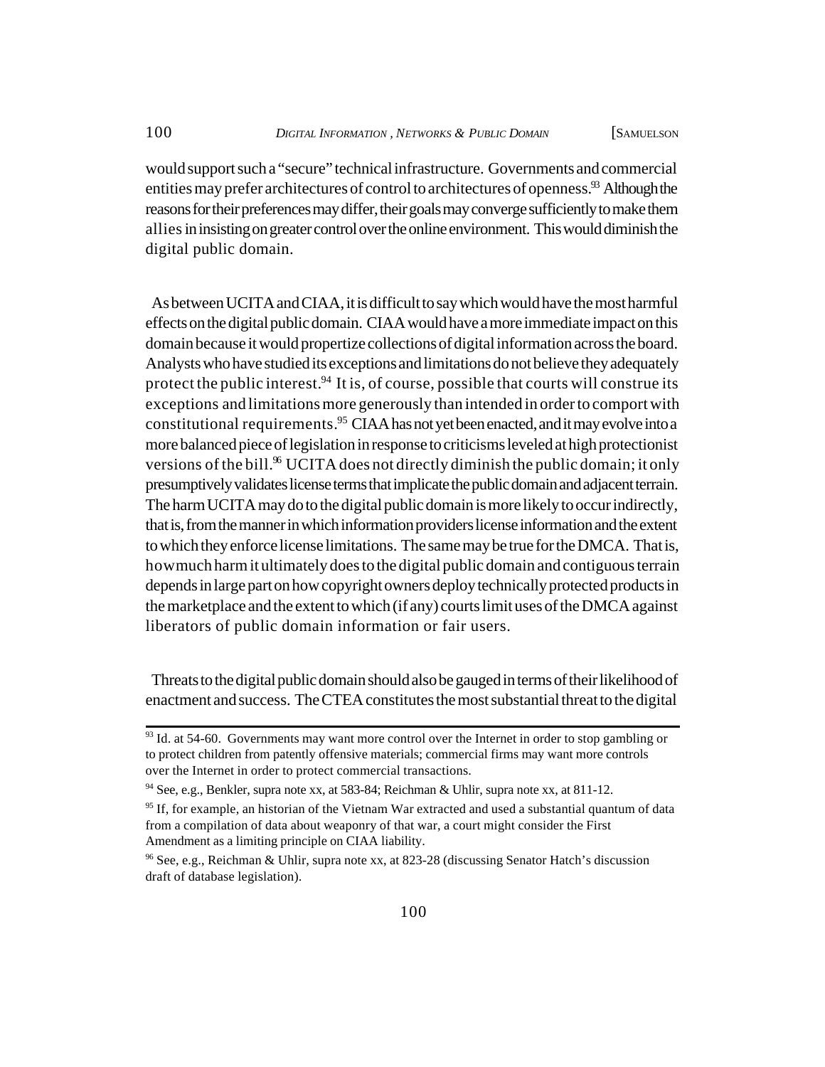would support such a "secure" technical infrastructure. Governments and commercial entities may prefer architectures of control to architectures of openness.[93] Although the reasons for their preferences may differ, their goals may converge sufficiently to make them allies in insisting on greater control over the online environment. This would diminish the digital public domain.

As between UCITA and CIAA, it is difficult to say which would have the most harmful effects on the digital public domain. CIAA would have a more immediate impact on this domain because it would propertize collections of digital information across the board. Analysts who have studied its exceptions and limitations do not believe they adequately protect the public interest.[94] It is, of course, possible that courts will construe its exceptions and limitations more generously than intended in order to comport with constitutional requirements.[95] CIAA has not yet been enacted, and it may evolve into a more balanced piece of legislation in response to criticisms leveled at high protectionist versions of the bill.[96] UCITA does not directly diminish the public domain; it only presumptively validates license terms that implicate the public domain and adjacent terrain. The harm UCITA may do to the digital public domain is more likely to occur indirectly, that is, from the manner in which information providers license information and the extent to which they enforce license limitations. The same may be true for the DMCA. That is, how much harm it ultimately does to the digital public domain and contiguous terrain depends in large part on how copyright owners deploy technically protected products in the marketplace and the extent to which (if any) courts limit uses of the DMCA against liberators of public domain information or fair users.

Threats to the digital public domain should also be gauged in terms of their likelihood of enactment and success. The CTEA constitutes the most substantial threat to the digital

---

[93] Id. at 54-60. Governments may want more control over the Internet in order to stop gambling or to protect children from patently offensive materials; commercial firms may want more controls over the Internet in order to protect commercial transactions.

[94] See, e.g., Benkler, supra note xx, at 583-84; Reichman & Uhlir, supra note xx, at 811-12.

[95] If, for example, an historian of the Vietnam War extracted and used a substantial quantum of data from a compilation of data about weaponry of that war, a court might consider the First Amendment as a limiting principle on CIAA liability.

[96] See, e.g., Reichman & Uhlir, supra note xx, at 823-28 (discussing Senator Hatch's discussion draft of database legislation).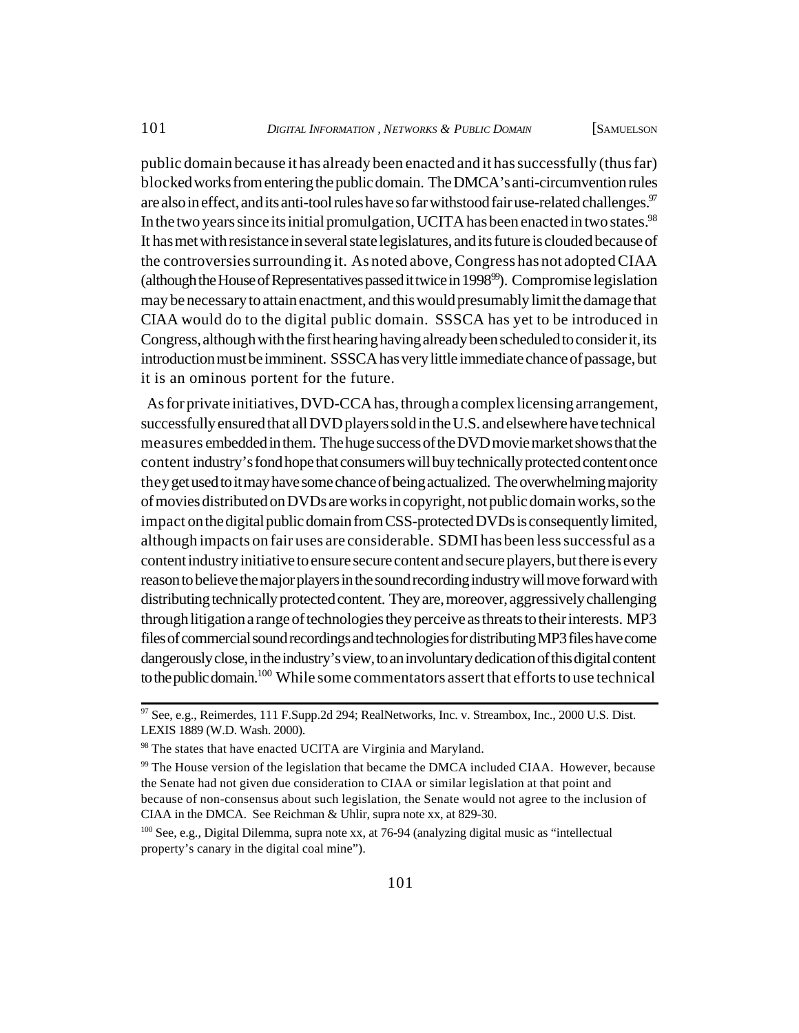public domain because it has already been enacted and it has successfully (thus far) blocked works from entering the public domain. The DMCA's anti-circumvention rules are also in effect, and its anti-tool rules have so far withstood fair use-related challenges.[97] In the two years since its initial promulgation, UCITA has been enacted in two states.[98] It has met with resistance in several state legislatures, and its future is clouded because of the controversies surrounding it. As noted above, Congress has not adopted CIAA (although the House of Representatives passed it twice in 1998[99]). Compromise legislation may be necessary to attain enactment, and this would presumably limit the damage that CIAA would do to the digital public domain. SSSCA has yet to be introduced in Congress, although with the first hearing having already been scheduled to consider it, its introduction must be imminent. SSSCA has very little immediate chance of passage, but it is an ominous portent for the future.

As for private initiatives, DVD-CCA has, through a complex licensing arrangement, successfully ensured that all DVD players sold in the U.S. and elsewhere have technical measures embedded in them. The huge success of the DVD movie market shows that the content industry's fond hope that consumers will buy technically protected content once they get used to it may have some chance of being actualized. The overwhelming majority of movies distributed on DVDs are works in copyright, not public domain works, so the impact on the digital public domain from CSS-protected DVDs is consequently limited, although impacts on fair uses are considerable. SDMI has been less successful as a content industry initiative to ensure secure content and secure players, but there is every reason to believe the major players in the sound recording industry will move forward with distributing technically protected content. They are, moreover, aggressively challenging through litigation a range of technologies they perceive as threats to their interests. MP3 files of commercial sound recordings and technologies for distributing MP3 files have come dangerously close, in the industry's view, to an involuntary dedication of this digital content to the public domain.[100] While some commentators assert that efforts to use technical

---

[97] See, e.g., Reimerdes, 111 F.Supp.2d 294; RealNetworks, Inc. v. Streambox, Inc., 2000 U.S. Dist. LEXIS 1889 (W.D. Wash. 2000).

[98] The states that have enacted UCITA are Virginia and Maryland.

[99] The House version of the legislation that became the DMCA included CIAA. However, because the Senate had not given due consideration to CIAA or similar legislation at that point and because of non-consensus about such legislation, the Senate would not agree to the inclusion of CIAA in the DMCA. See Reichman & Uhlir, supra note xx, at 829-30.

[100] See, e.g., Digital Dilemma, supra note xx, at 76-94 (analyzing digital music as "intellectual property's canary in the digital coal mine").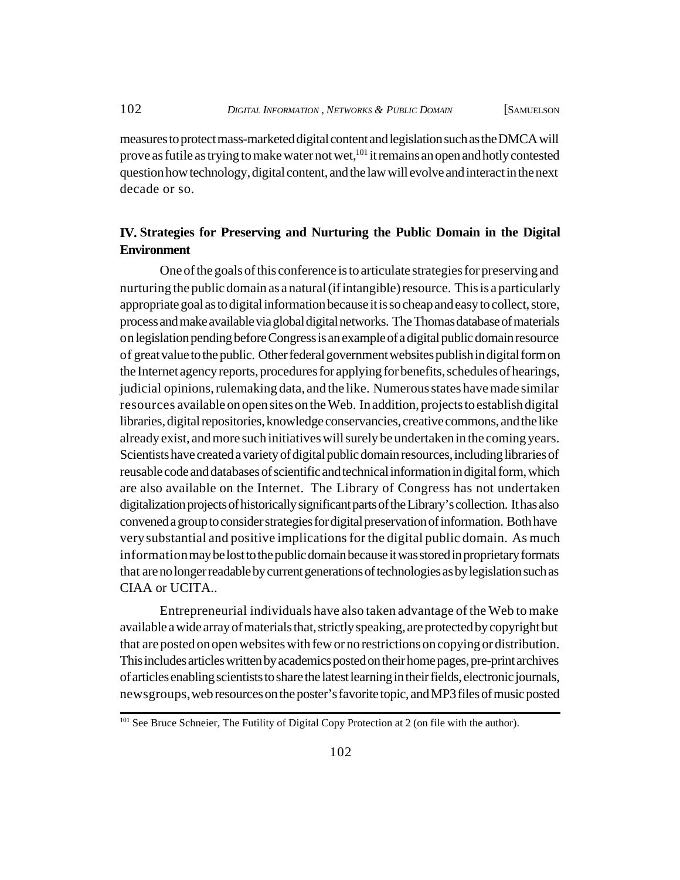measures to protect mass-marketed digital content and legislation such as the DMCA will prove as futile as trying to make water not wet,[101] it remains an open and hotly contested question how technology, digital content, and the law will evolve and interact in the next decade or so.

## IV. Strategies for Preserving and Nurturing the Public Domain in the Digital Environment

One of the goals of this conference is to articulate strategies for preserving and nurturing the public domain as a natural (if intangible) resource. This is a particularly appropriate goal as to digital information because it is so cheap and easy to collect, store, process and make available via global digital networks. The Thomas database of materials on legislation pending before Congress is an example of a digital public domain resource of great value to the public. Other federal government websites publish in digital form on the Internet agency reports, procedures for applying for benefits, schedules of hearings, judicial opinions, rulemaking data, and the like. Numerous states have made similar resources available on open sites on the Web. In addition, projects to establish digital libraries, digital repositories, knowledge conservancies, creative commons, and the like already exist, and more such initiatives will surely be undertaken in the coming years. Scientists have created a variety of digital public domain resources, including libraries of reusable code and databases of scientific and technical information in digital form, which are also available on the Internet. The Library of Congress has not undertaken digitalization projects of historically significant parts of the Library's collection. It has also convened a group to consider strategies for digital preservation of information. Both have very substantial and positive implications for the digital public domain. As much information may be lost to the public domain because it was stored in proprietary formats that are no longer readable by current generations of technologies as by legislation such as CIAA or UCITA..

Entrepreneurial individuals have also taken advantage of the Web to make available a wide array of materials that, strictly speaking, are protected by copyright but that are posted on open websites with few or no restrictions on copying or distribution. This includes articles written by academics posted on their home pages, pre-print archives of articles enabling scientists to share the latest learning in their fields, electronic journals, newsgroups, web resources on the poster's favorite topic, and MP3 files of music posted

[101] See Bruce Schneier, The Futility of Digital Copy Protection at 2 (on file with the author).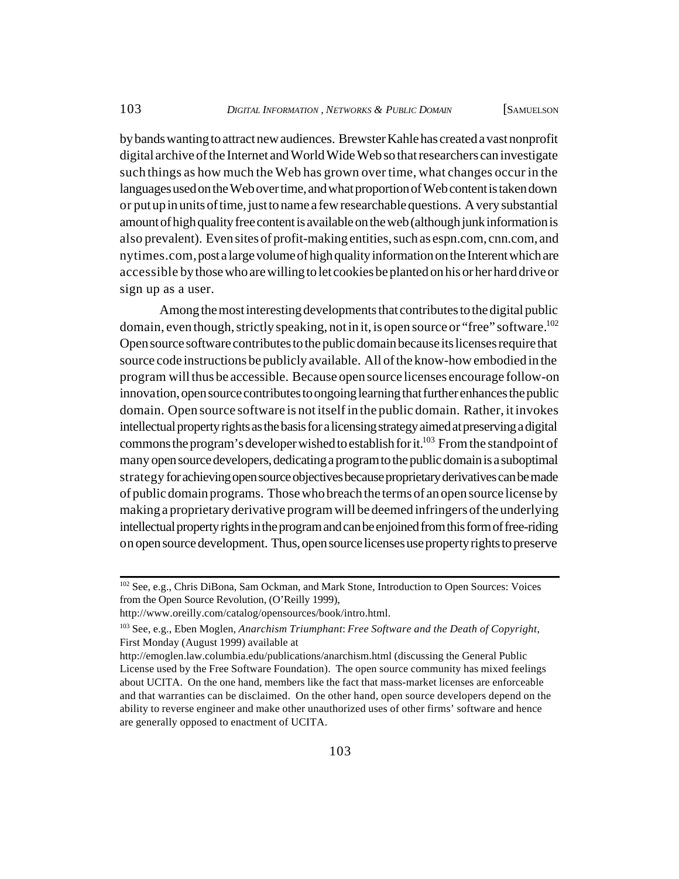by bands wanting to attract new audiences. Brewster Kahle has created a vast nonprofit digital archive of the Internet and World Wide Web so that researchers can investigate such things as how much the Web has grown over time, what changes occur in the languages used on the Web over time, and what proportion of Web content is taken down or put up in units of time, just to name a few researchable questions. A very substantial amount of high quality free content is available on the web (although junk information is also prevalent). Even sites of profit-making entities, such as espn.com, cnn.com, and nytimes.com, post a large volume of high quality information on the Interent which are accessible by those who are willing to let cookies be planted on his or her hard drive or sign up as a user.

Among the most interesting developments that contributes to the digital public domain, even though, strictly speaking, not in it, is open source or "free" software.[102] Open source software contributes to the public domain because its licenses require that source code instructions be publicly available. All of the know-how embodied in the program will thus be accessible. Because open source licenses encourage follow-on innovation, open source contributes to ongoing learning that further enhances the public domain. Open source software is not itself in the public domain. Rather, it invokes intellectual property rights as the basis for a licensing strategy aimed at preserving a digital commons the program's developer wished to establish for it.[103] From the standpoint of many open source developers, dedicating a program to the public domain is a suboptimal strategy for achieving open source objectives because proprietary derivatives can be made of public domain programs. Those who breach the terms of an open source license by making a proprietary derivative program will be deemed infringers of the underlying intellectual property rights in the program and can be enjoined from this form of free-riding on open source development. Thus, open source licenses use property rights to preserve

---

[102] See, e.g., Chris DiBona, Sam Ockman, and Mark Stone, Introduction to Open Sources: Voices from the Open Source Revolution, (O'Reilly 1999), http://www.oreilly.com/catalog/opensources/book/intro.html.

[103] See, e.g., Eben Moglen, *Anarchism Triumphant*: *Free Software and the Death of Copyright*, First Monday (August 1999) available at http://emoglen.law.columbia.edu/publications/anarchism.html (discussing the General Public License used by the Free Software Foundation). The open source community has mixed feelings about UCITA. On the one hand, members like the fact that mass-market licenses are enforceable and that warranties can be disclaimed. On the other hand, open source developers depend on the ability to reverse engineer and make other unauthorized uses of other firms' software and hence are generally opposed to enactment of UCITA.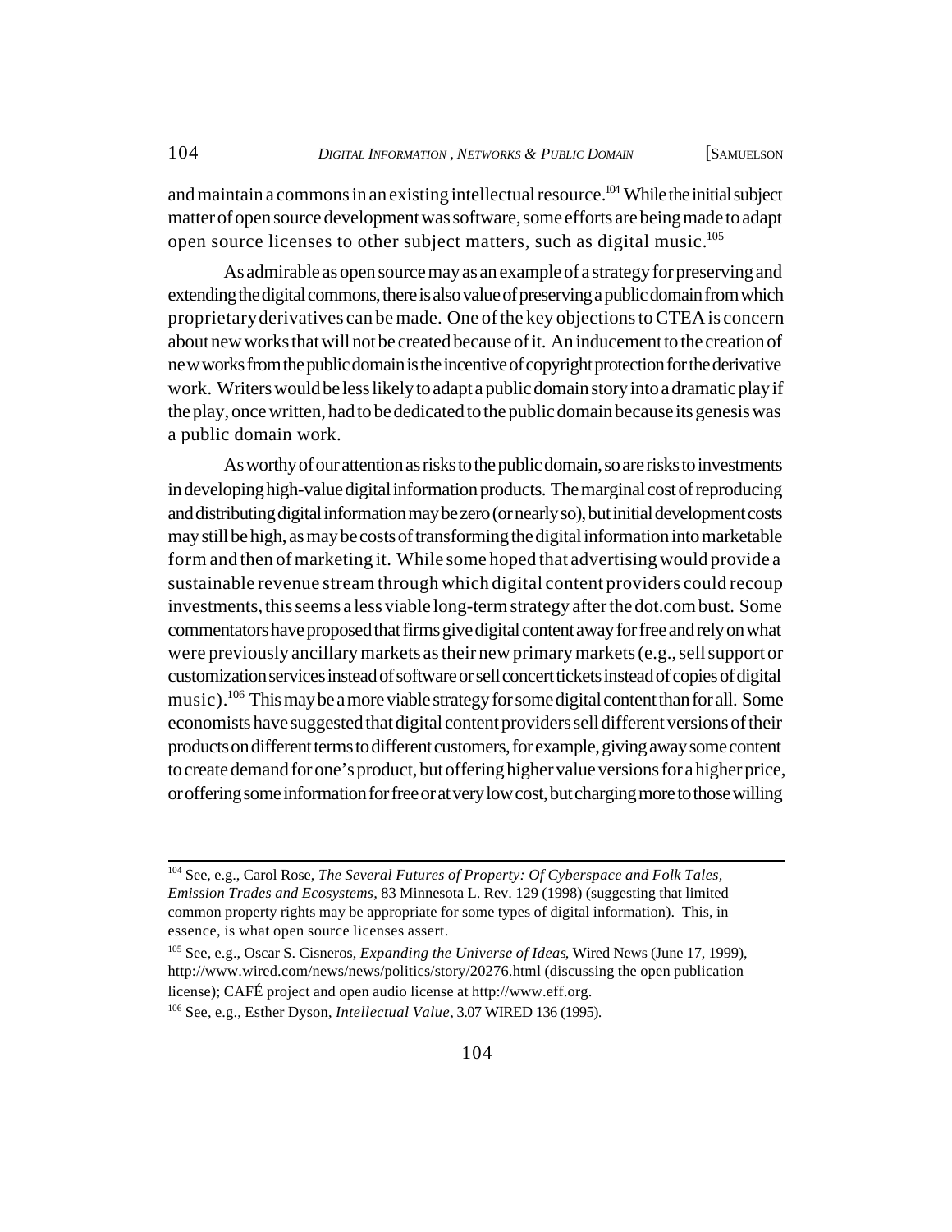and maintain a commons in an existing intellectual resource.[104] While the initial subject matter of open source development was software, some efforts are being made to adapt open source licenses to other subject matters, such as digital music.[105]

As admirable as open source may as an example of a strategy for preserving and extending the digital commons, there is also value of preserving a public domain from which proprietary derivatives can be made. One of the key objections to CTEA is concern about new works that will not be created because of it. An inducement to the creation of new works from the public domain is the incentive of copyright protection for the derivative work. Writers would be less likely to adapt a public domain story into a dramatic play if the play, once written, had to be dedicated to the public domain because its genesis was a public domain work.

As worthy of our attention as risks to the public domain, so are risks to investments in developing high-value digital information products. The marginal cost of reproducing and distributing digital information may be zero (or nearly so), but initial development costs may still be high, as may be costs of transforming the digital information into marketable form and then of marketing it. While some hoped that advertising would provide a sustainable revenue stream through which digital content providers could recoup investments, this seems a less viable long-term strategy after the dot.com bust. Some commentators have proposed that firms give digital content away for free and rely on what were previously ancillary markets as their new primary markets (e.g., sell support or customization services instead of software or sell concert tickets instead of copies of digital music).[106] This may be a more viable strategy for some digital content than for all. Some economists have suggested that digital content providers sell different versions of their products on different terms to different customers, for example, giving away some content to create demand for one's product, but offering higher value versions for a higher price, or offering some information for free or at very low cost, but charging more to those willing

---

[104] See, e.g., Carol Rose, *The Several Futures of Property: Of Cyberspace and Folk Tales, Emission Trades and Ecosystems*, 83 Minnesota L. Rev. 129 (1998) (suggesting that limited common property rights may be appropriate for some types of digital information). This, in essence, is what open source licenses assert.

[105] See, e.g., Oscar S. Cisneros, *Expanding the Universe of Ideas*, Wired News (June 17, 1999), http://www.wired.com/news/news/politics/story/20276.html (discussing the open publication license); CAFÉ project and open audio license at http://www.eff.org.

[106] See, e.g., Esther Dyson, *Intellectual Value*, 3.07 WIRED 136 (1995).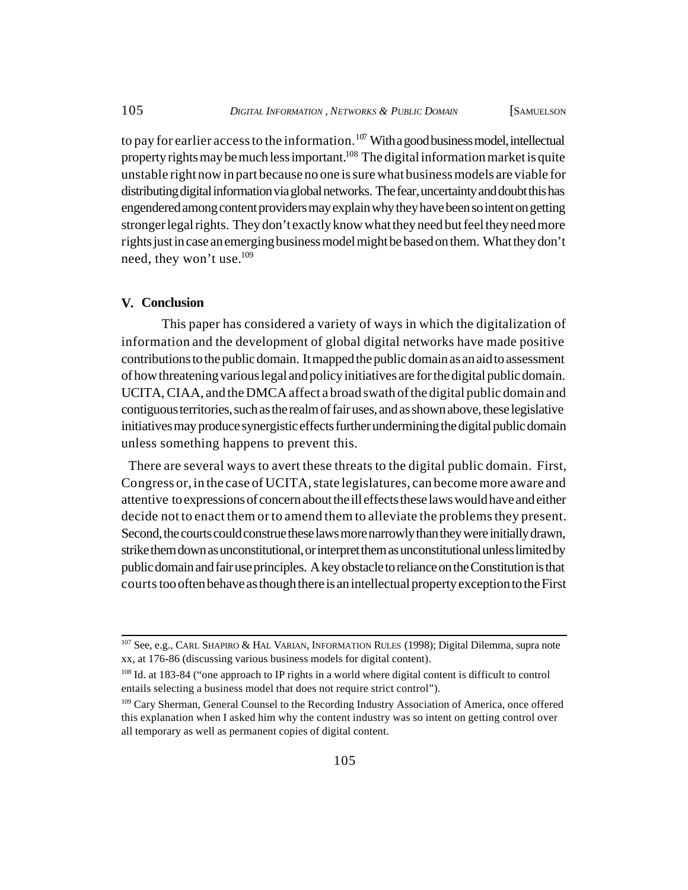to pay for earlier access to the information.[107] With a good business model, intellectual property rights may be much less important.[108] The digital information market is quite unstable right now in part because no one is sure what business models are viable for distributing digital information via global networks. The fear, uncertainty and doubt this has engendered among content providers may explain why they have been so intent on getting stronger legal rights. They don't exactly know what they need but feel they need more rights just in case an emerging business model might be based on them. What they don't need, they won't use.[109]

## V. Conclusion

This paper has considered a variety of ways in which the digitalization of information and the development of global digital networks have made positive contributions to the public domain. It mapped the public domain as an aid to assessment of how threatening various legal and policy initiatives are for the digital public domain. UCITA, CIAA, and the DMCA affect a broad swath of the digital public domain and contiguous territories, such as the realm of fair uses, and as shown above, these legislative initiatives may produce synergistic effects further undermining the digital public domain unless something happens to prevent this.

There are several ways to avert these threats to the digital public domain. First, Congress or, in the case of UCITA, state legislatures, can become more aware and attentive to expressions of concern about the ill effects these laws would have and either decide not to enact them or to amend them to alleviate the problems they present. Second, the courts could construe these laws more narrowly than they were initially drawn, strike them down as unconstitutional, or interpret them as unconstitutional unless limited by public domain and fair use principles. A key obstacle to reliance on the Constitution is that courts too often behave as though there is an intellectual property exception to the First

---

[107] See, e.g., CARL SHAPIRO & HAL VARIAN, INFORMATION RULES (1998); Digital Dilemma, supra note xx, at 176-86 (discussing various business models for digital content).

[108] Id. at 183-84 ("one approach to IP rights in a world where digital content is difficult to control entails selecting a business model that does not require strict control").

[109] Cary Sherman, General Counsel to the Recording Industry Association of America, once offered this explanation when I asked him why the content industry was so intent on getting control over all temporary as well as permanent copies of digital content.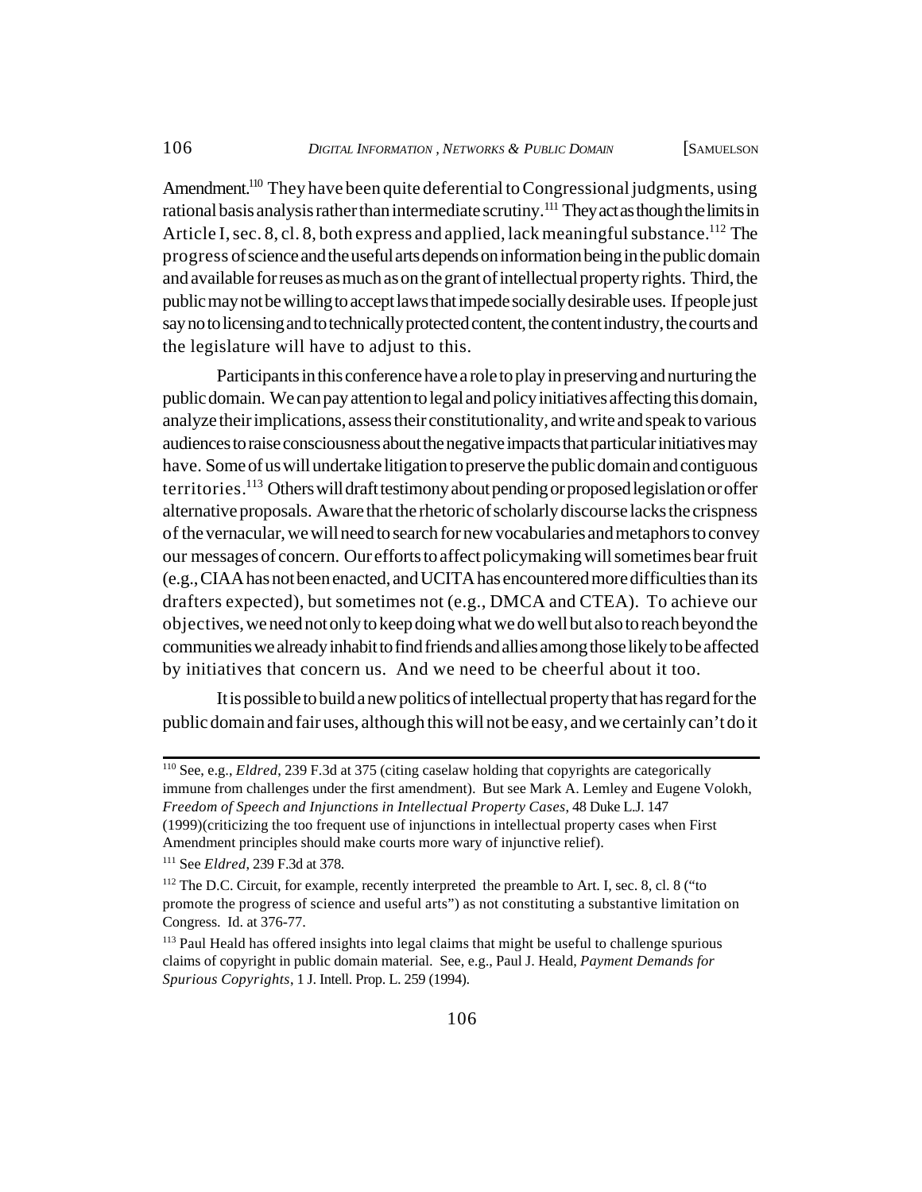Amendment.[110] They have been quite deferential to Congressional judgments, using rational basis analysis rather than intermediate scrutiny.[111] They act as though the limits in Article I, sec. 8, cl. 8, both express and applied, lack meaningful substance.[112] The progress of science and the useful arts depends on information being in the public domain and available for reuses as much as on the grant of intellectual property rights. Third, the public may not be willing to accept laws that impede socially desirable uses. If people just say no to licensing and to technically protected content, the content industry, the courts and the legislature will have to adjust to this.

Participants in this conference have a role to play in preserving and nurturing the public domain. We can pay attention to legal and policy initiatives affecting this domain, analyze their implications, assess their constitutionality, and write and speak to various audiences to raise consciousness about the negative impacts that particular initiatives may have. Some of us will undertake litigation to preserve the public domain and contiguous territories.[113] Others will draft testimony about pending or proposed legislation or offer alternative proposals. Aware that the rhetoric of scholarly discourse lacks the crispness of the vernacular, we will need to search for new vocabularies and metaphors to convey our messages of concern. Our efforts to affect policymaking will sometimes bear fruit (e.g., CIAA has not been enacted, and UCITA has encountered more difficulties than its drafters expected), but sometimes not (e.g., DMCA and CTEA). To achieve our objectives, we need not only to keep doing what we do well but also to reach beyond the communities we already inhabit to find friends and allies among those likely to be affected by initiatives that concern us. And we need to be cheerful about it too.

It is possible to build a new politics of intellectual property that has regard for the public domain and fair uses, although this will not be easy, and we certainly can't do it

---

[110] See, e.g., *Eldred*, 239 F.3d at 375 (citing caselaw holding that copyrights are categorically immune from challenges under the first amendment). But see Mark A. Lemley and Eugene Volokh, *Freedom of Speech and Injunctions in Intellectual Property Cases*, 48 Duke L.J. 147 (1999)(criticizing the too frequent use of injunctions in intellectual property cases when First Amendment principles should make courts more wary of injunctive relief).

[111] See *Eldred*, 239 F.3d at 378.

[112] The D.C. Circuit, for example, recently interpreted the preamble to Art. I, sec. 8, cl. 8 ("to promote the progress of science and useful arts") as not constituting a substantive limitation on Congress. Id. at 376-77.

[113] Paul Heald has offered insights into legal claims that might be useful to challenge spurious claims of copyright in public domain material. See, e.g., Paul J. Heald, *Payment Demands for Spurious Copyrights*, 1 J. Intell. Prop. L. 259 (1994).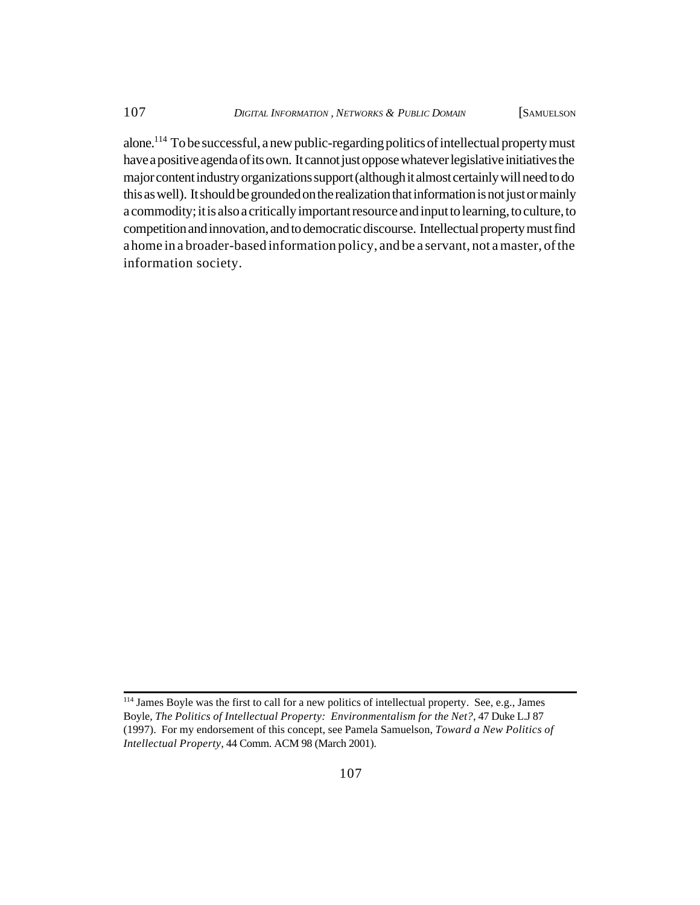alone.[114] To be successful, a new public-regarding politics of intellectual property must have a positive agenda of its own. It cannot just oppose whatever legislative initiatives the major content industry organizations support (although it almost certainly will need to do this as well). It should be grounded on the realization that information is not just or mainly a commodity; it is also a critically important resource and input to learning, to culture, to competition and innovation, and to democratic discourse. Intellectual property must find a home in a broader-based information policy, and be a servant, not a master, of the information society.

---

[114] James Boyle was the first to call for a new politics of intellectual property. See, e.g., James Boyle, *The Politics of Intellectual Property: Environmentalism for the Net?*, 47 Duke L.J 87 (1997). For my endorsement of this concept, see Pamela Samuelson, *Toward a New Politics of Intellectual Property*, 44 Comm. ACM 98 (March 2001).